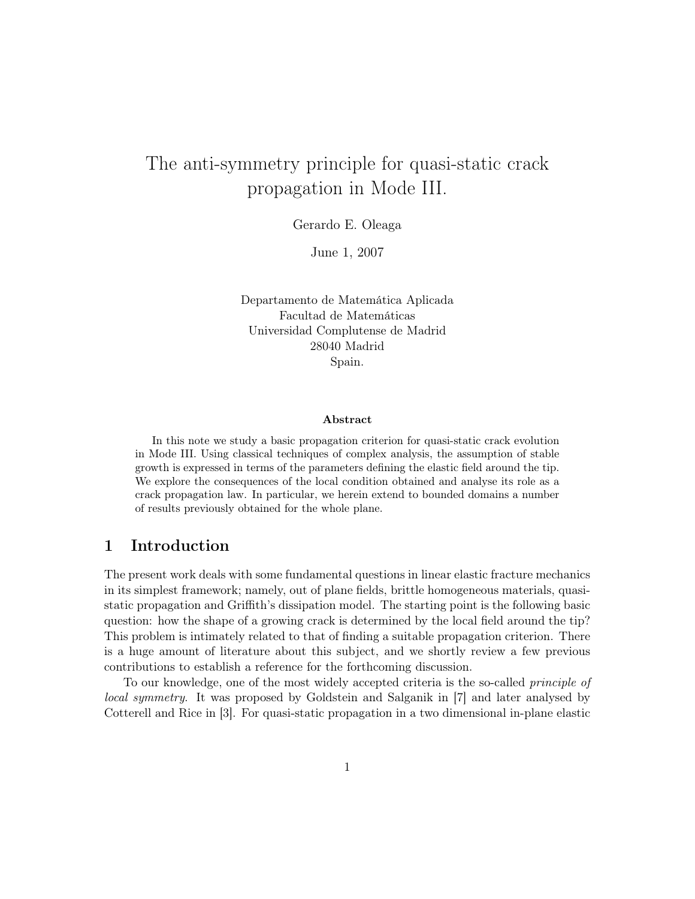# The anti-symmetry principle for quasi-static crack propagation in Mode III.

Gerardo E. Oleaga

June 1, 2007

Departamento de Matemática Aplicada
Facultad de Matemáticas
Universidad Complutense de Madrid
28040 Madrid
Spain.

### Abstract

In this note we study a basic propagation criterion for quasi-static crack evolution in Mode III. Using classical techniques of complex analysis, the assumption of stable growth is expressed in terms of the parameters defining the elastic field around the tip. We explore the consequences of the local condition obtained and analyse its role as a crack propagation law. In particular, we herein extend to bounded domains a number of results previously obtained for the whole plane.

## 1 Introduction

The present work deals with some fundamental questions in linear elastic fracture mechanics in its simplest framework; namely, out of plane fields, brittle homogeneous materials, quasi-static propagation and Griffith's dissipation model. The starting point is the following basic question: how the shape of a growing crack is determined by the local field around the tip? This problem is intimately related to that of finding a suitable propagation criterion. There is a huge amount of literature about this subject, and we shortly review a few previous contributions to establish a reference for the forthcoming discussion.

To our knowledge, one of the most widely accepted criteria is the so-called *principle of local symmetry*. It was proposed by Goldstein and Salganik in [7] and later analysed by Cotterell and Rice in [3]. For quasi-static propagation in a two dimensional in-plane elastic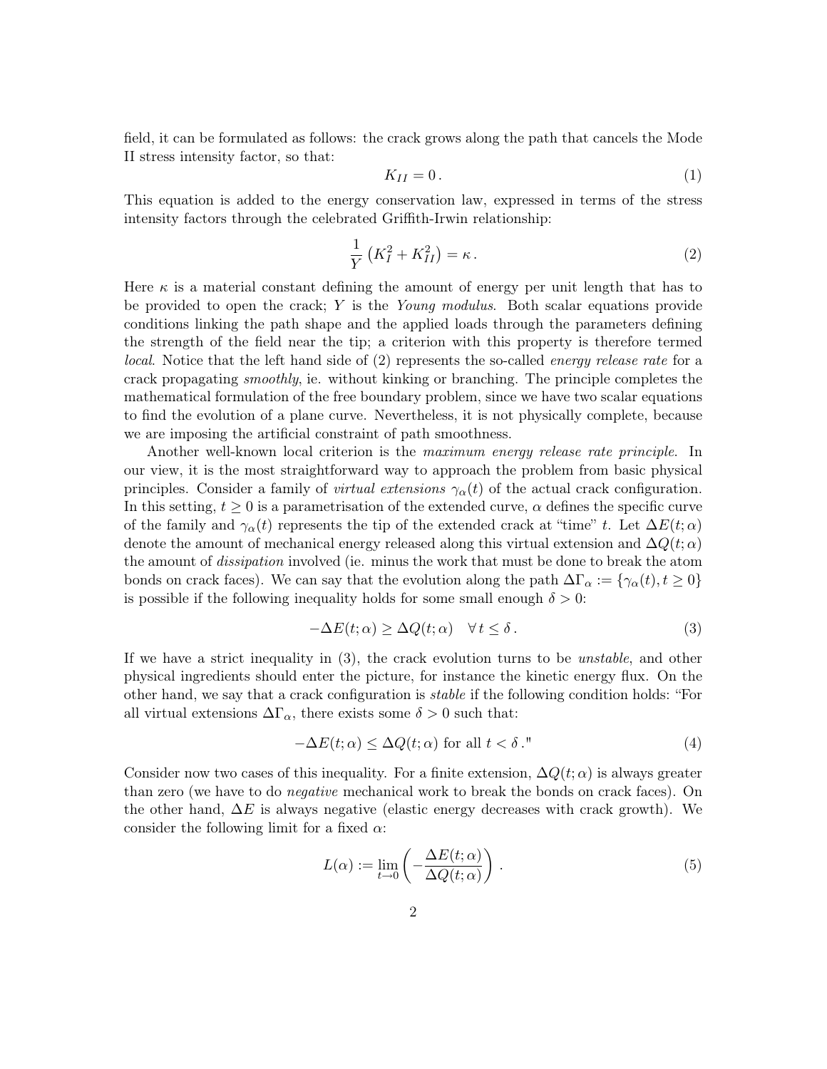field, it can be formulated as follows: the crack grows along the path that cancels the Mode II stress intensity factor, so that:

$$K_{II} = 0\,. \tag{1}$$

This equation is added to the energy conservation law, expressed in terms of the stress intensity factors through the celebrated Griffith-Irwin relationship:

$$\frac{1}{Y}\left(K_I^2 + K_{II}^2\right) = \kappa\,. \tag{2}$$

Here $\kappa$ is a material constant defining the amount of energy per unit length that has to be provided to open the crack; $Y$ is the *Young modulus*. Both scalar equations provide conditions linking the path shape and the applied loads through the parameters defining the strength of the field near the tip; a criterion with this property is therefore termed *local*. Notice that the left hand side of (2) represents the so-called *energy release rate* for a crack propagating *smoothly*, ie. without kinking or branching. The principle completes the mathematical formulation of the free boundary problem, since we have two scalar equations to find the evolution of a plane curve. Nevertheless, it is not physically complete, because we are imposing the artificial constraint of path smoothness.

Another well-known local criterion is the *maximum energy release rate principle*. In our view, it is the most straightforward way to approach the problem from basic physical principles. Consider a family of *virtual extensions* $\gamma_\alpha(t)$ of the actual crack configuration. In this setting, $t \geq 0$ is a parametrisation of the extended curve, $\alpha$ defines the specific curve of the family and $\gamma_\alpha(t)$ represents the tip of the extended crack at "time" $t$. Let $\Delta E(t;\alpha)$ denote the amount of mechanical energy released along this virtual extension and $\Delta Q(t;\alpha)$ the amount of *dissipation* involved (ie. minus the work that must be done to break the atom bonds on crack faces). We can say that the evolution along the path $\Delta\Gamma_\alpha := \{\gamma_\alpha(t), t \geq 0\}$ is possible if the following inequality holds for some small enough $\delta > 0$:

$$-\Delta E(t;\alpha) \geq \Delta Q(t;\alpha) \quad \forall\, t \leq \delta\,. \tag{3}$$

If we have a strict inequality in (3), the crack evolution turns to be *unstable*, and other physical ingredients should enter the picture, for instance the kinetic energy flux. On the other hand, we say that a crack configuration is *stable* if the following condition holds: "For all virtual extensions $\Delta\Gamma_\alpha$, there exists some $\delta > 0$ such that:

$$-\Delta E(t;\alpha) \leq \Delta Q(t;\alpha) \text{ for all } t < \delta\,." \tag{4}$$

Consider now two cases of this inequality. For a finite extension, $\Delta Q(t;\alpha)$ is always greater than zero (we have to do *negative* mechanical work to break the bonds on crack faces). On the other hand, $\Delta E$ is always negative (elastic energy decreases with crack growth). We consider the following limit for a fixed $\alpha$:

$$L(\alpha) := \lim_{t\to 0}\left(-\frac{\Delta E(t;\alpha)}{\Delta Q(t;\alpha)}\right)\,. \tag{5}$$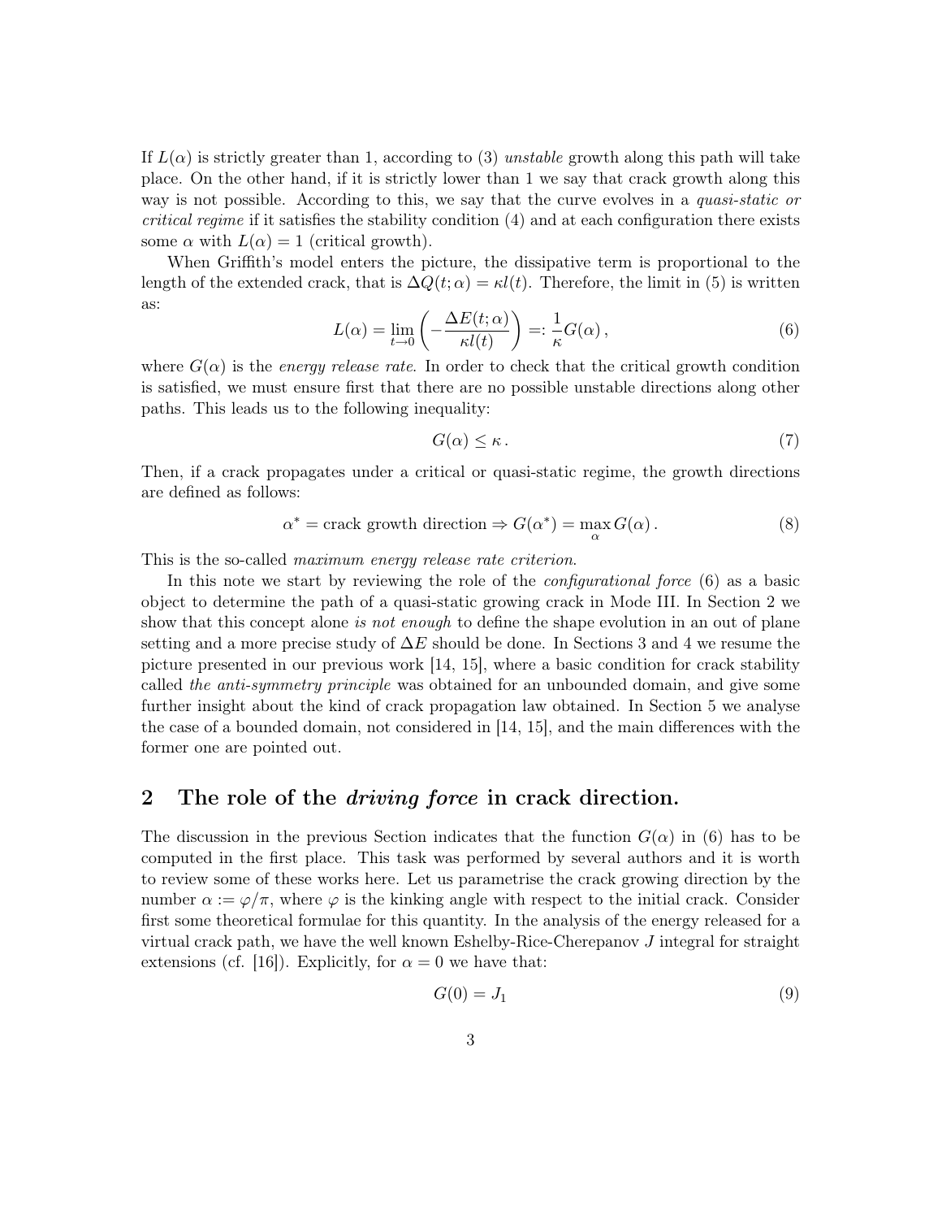If $L(\alpha)$ is strictly greater than 1, according to (3) *unstable* growth along this path will take place. On the other hand, if it is strictly lower than 1 we say that crack growth along this way is not possible. According to this, we say that the curve evolves in a *quasi-static or critical regime* if it satisfies the stability condition (4) and at each configuration there exists some $\alpha$ with $L(\alpha) = 1$ (critical growth).

When Griffith's model enters the picture, the dissipative term is proportional to the length of the extended crack, that is $\Delta Q(t;\alpha) = \kappa l(t)$. Therefore, the limit in (5) is written as:

$$L(\alpha) = \lim_{t\to 0}\left(-\frac{\Delta E(t;\alpha)}{\kappa l(t)}\right) =: \frac{1}{\kappa}G(\alpha)\,, \tag{6}$$

where $G(\alpha)$ is the *energy release rate*. In order to check that the critical growth condition is satisfied, we must ensure first that there are no possible unstable directions along other paths. This leads us to the following inequality:

$$G(\alpha) \leq \kappa\,. \tag{7}$$

Then, if a crack propagates under a critical or quasi-static regime, the growth directions are defined as follows:

$$\alpha^* = \text{crack growth direction} \Rightarrow G(\alpha^*) = \max_{\alpha} G(\alpha)\,. \tag{8}$$

This is the so-called *maximum energy release rate criterion*.

In this note we start by reviewing the role of the *configurational force* (6) as a basic object to determine the path of a quasi-static growing crack in Mode III. In Section 2 we show that this concept alone *is not enough* to define the shape evolution in an out of plane setting and a more precise study of $\Delta E$ should be done. In Sections 3 and 4 we resume the picture presented in our previous work [14, 15], where a basic condition for crack stability called *the anti-symmetry principle* was obtained for an unbounded domain, and give some further insight about the kind of crack propagation law obtained. In Section 5 we analyse the case of a bounded domain, not considered in [14, 15], and the main differences with the former one are pointed out.

## 2 The role of the *driving force* in crack direction.

The discussion in the previous Section indicates that the function $G(\alpha)$ in (6) has to be computed in the first place. This task was performed by several authors and it is worth to review some of these works here. Let us parametrise the crack growing direction by the number $\alpha := \varphi/\pi$, where $\varphi$ is the kinking angle with respect to the initial crack. Consider first some theoretical formulae for this quantity. In the analysis of the energy released for a virtual crack path, we have the well known Eshelby-Rice-Cherepanov $J$ integral for straight extensions (cf. [16]). Explicitly, for $\alpha = 0$ we have that:

$$G(0) = J_1 \tag{9}$$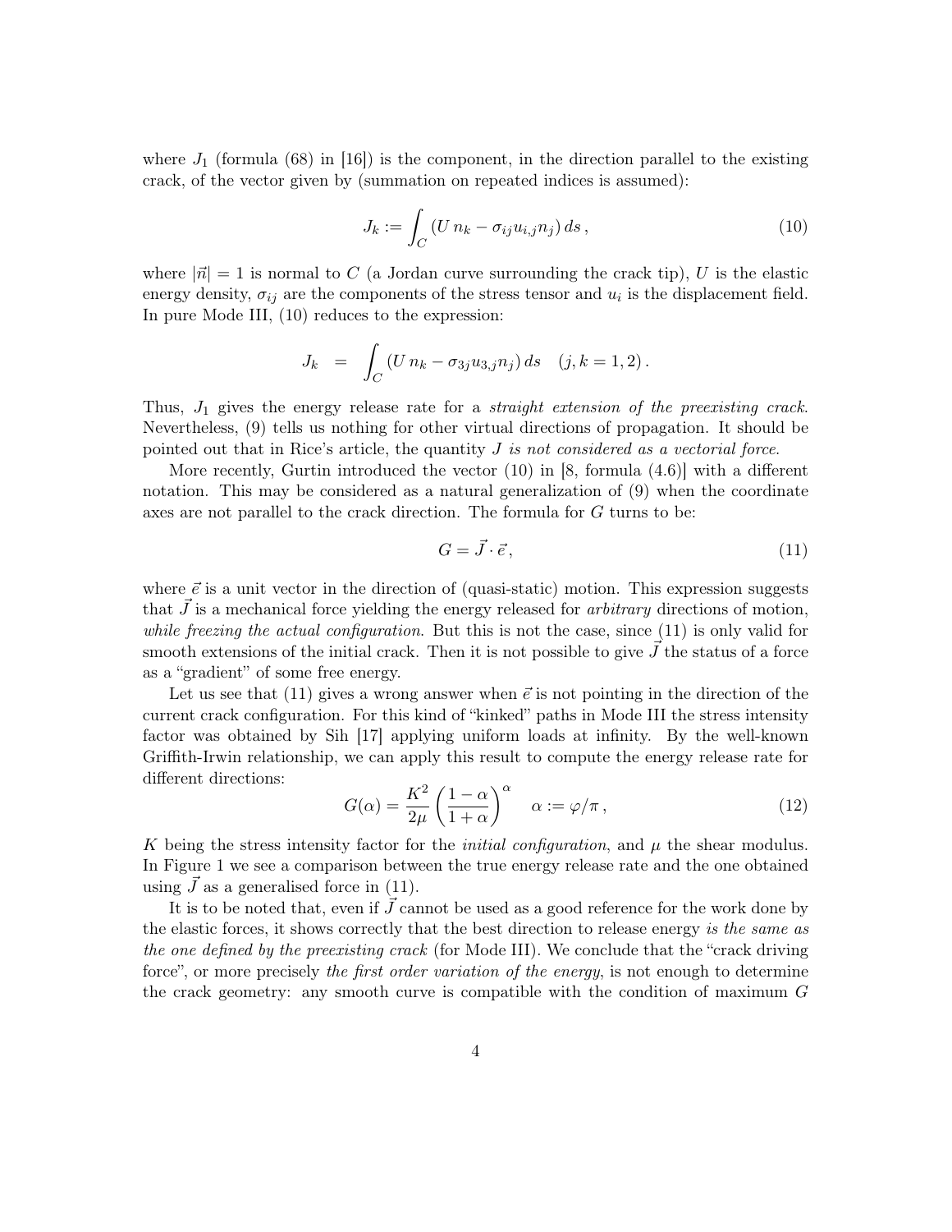where $J_1$ (formula (68) in [16]) is the component, in the direction parallel to the existing crack, of the vector given by (summation on repeated indices is assumed):

$$J_k := \int_C (U\, n_k - \sigma_{ij} u_{i,j} n_j)\, ds\,, \tag{10}$$

where $|\vec{n}| = 1$ is normal to $C$ (a Jordan curve surrounding the crack tip), $U$ is the elastic energy density, $\sigma_{ij}$ are the components of the stress tensor and $u_i$ is the displacement field. In pure Mode III, (10) reduces to the expression:

$$J_k \;=\; \int_C (U\, n_k - \sigma_{3j} u_{3,j} n_j)\, ds \quad (j, k = 1, 2)\,.$$

Thus, $J_1$ gives the energy release rate for a *straight extension of the preexisting crack*. Nevertheless, (9) tells us nothing for other virtual directions of propagation. It should be pointed out that in Rice's article, the quantity $J$ *is not considered as a vectorial force.*

More recently, Gurtin introduced the vector (10) in [8, formula (4.6)] with a different notation. This may be considered as a natural generalization of (9) when the coordinate axes are not parallel to the crack direction. The formula for $G$ turns to be:

$$G = \vec{J} \cdot \vec{e}\,, \tag{11}$$

where $\vec{e}$ is a unit vector in the direction of (quasi-static) motion. This expression suggests that $\vec{J}$ is a mechanical force yielding the energy released for *arbitrary* directions of motion, *while freezing the actual configuration.* But this is not the case, since (11) is only valid for smooth extensions of the initial crack. Then it is not possible to give $\vec{J}$ the status of a force as a "gradient" of some free energy.

Let us see that (11) gives a wrong answer when $\vec{e}$ is not pointing in the direction of the current crack configuration. For this kind of "kinked" paths in Mode III the stress intensity factor was obtained by Sih [17] applying uniform loads at infinity. By the well-known Griffith-Irwin relationship, we can apply this result to compute the energy release rate for different directions:

$$G(\alpha) = \frac{K^2}{2\mu} \left( \frac{1-\alpha}{1+\alpha} \right)^{\alpha} \quad \alpha := \varphi/\pi\,, \tag{12}$$

$K$ being the stress intensity factor for the *initial configuration*, and $\mu$ the shear modulus. In Figure 1 we see a comparison between the true energy release rate and the one obtained using $\vec{J}$ as a generalised force in (11).

It is to be noted that, even if $\vec{J}$ cannot be used as a good reference for the work done by the elastic forces, it shows correctly that the best direction to release energy *is the same as the one defined by the preexisting crack* (for Mode III). We conclude that the "crack driving force", or more precisely *the first order variation of the energy*, is not enough to determine the crack geometry: any smooth curve is compatible with the condition of maximum $G$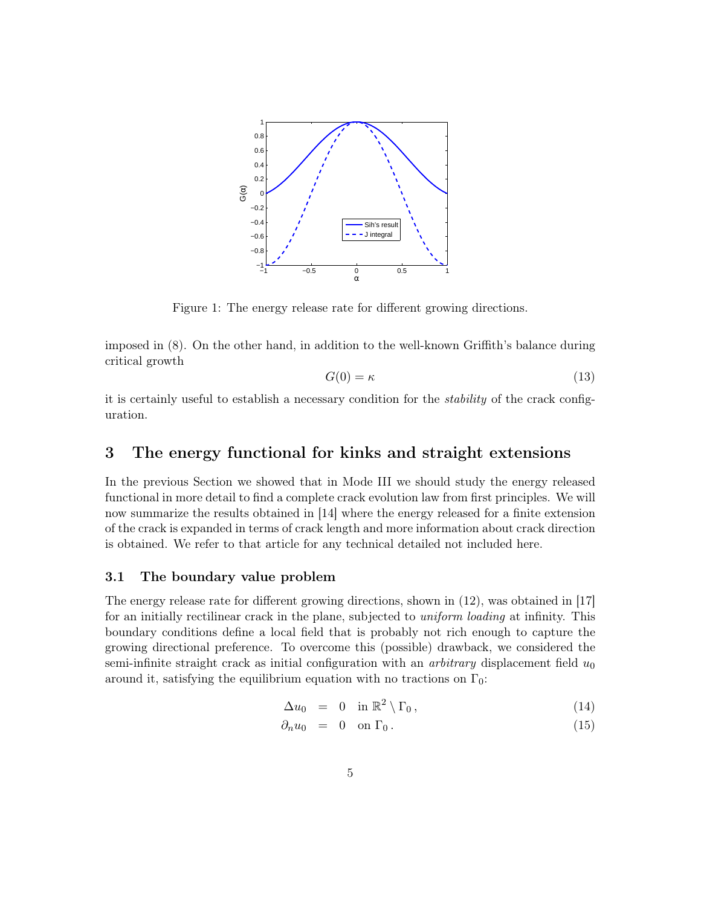Figure 1: The energy release rate for different growing directions.

imposed in (8). On the other hand, in addition to the well-known Griffith's balance during critical growth

$$G(0) = \kappa \tag{13}$$

it is certainly useful to establish a necessary condition for the *stability* of the crack configuration.

# 3 The energy functional for kinks and straight extensions

In the previous Section we showed that in Mode III we should study the energy released functional in more detail to find a complete crack evolution law from first principles. We will now summarize the results obtained in [14] where the energy released for a finite extension of the crack is expanded in terms of crack length and more information about crack direction is obtained. We refer to that article for any technical detailed not included here.

## 3.1 The boundary value problem

The energy release rate for different growing directions, shown in (12), was obtained in [17] for an initially rectilinear crack in the plane, subjected to *uniform loading* at infinity. This boundary conditions define a local field that is probably not rich enough to capture the growing directional preference. To overcome this (possible) drawback, we considered the semi-infinite straight crack as initial configuration with an *arbitrary* displacement field $u_0$ around it, satisfying the equilibrium equation with no tractions on $\Gamma_0$:

$$\Delta u_0 = 0 \quad \text{in } \mathbb{R}^2 \setminus \Gamma_0\,, \tag{14}$$

$$\partial_n u_0 = 0 \quad \text{on } \Gamma_0\,. \tag{15}$$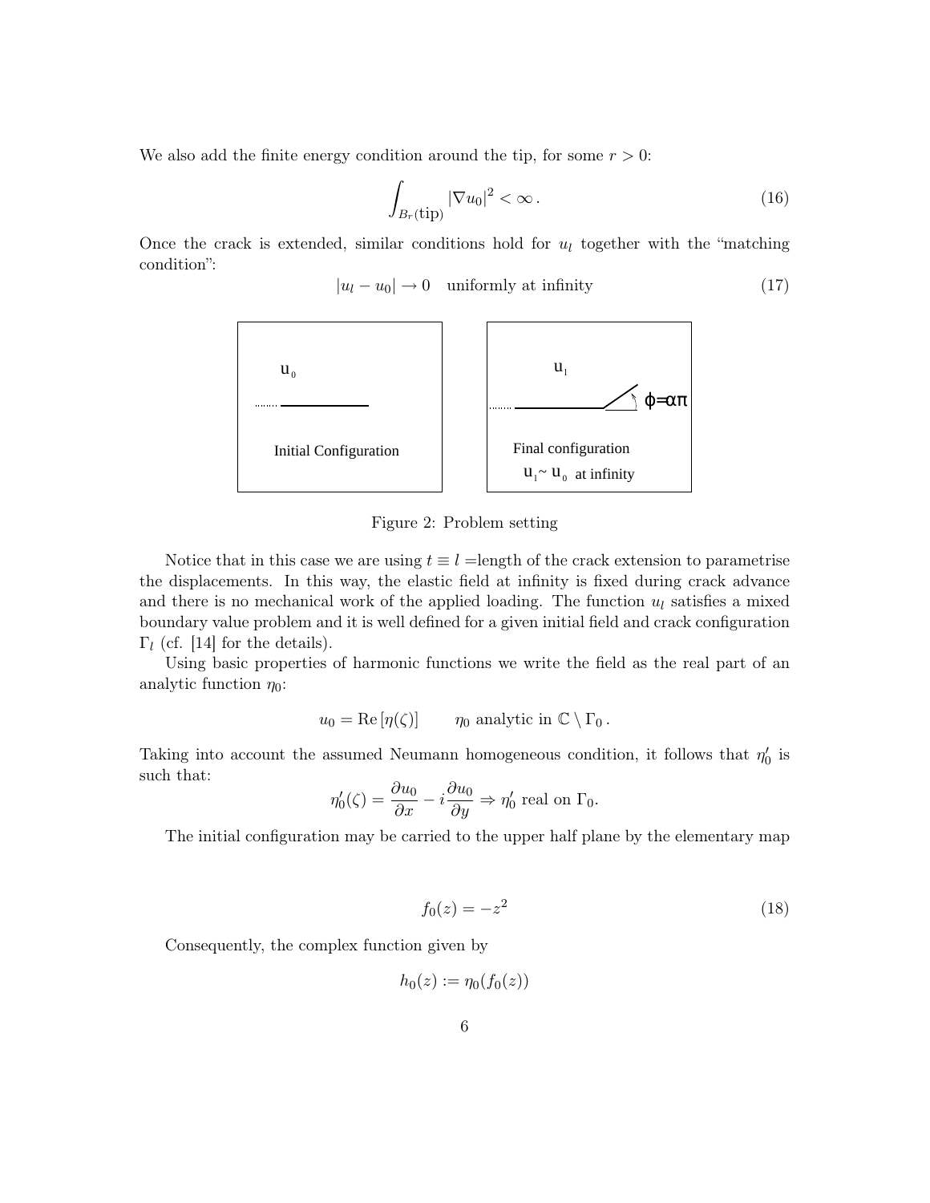We also add the finite energy condition around the tip, for some $r > 0$:

$$\int_{B_r(\text{tip})} |\nabla u_0|^2 < \infty \,. \tag{16}$$

Once the crack is extended, similar conditions hold for $u_l$ together with the "matching condition":

$$|u_l - u_0| \to 0 \quad \text{uniformly at infinity} \tag{17}$$

Figure 2: Problem setting

Notice that in this case we are using $t \equiv l =$length of the crack extension to parametrise the displacements. In this way, the elastic field at infinity is fixed during crack advance and there is no mechanical work of the applied loading. The function $u_l$ satisfies a mixed boundary value problem and it is well defined for a given initial field and crack configuration $\Gamma_l$ (cf. [14] for the details).

Using basic properties of harmonic functions we write the field as the real part of an analytic function $\eta_0$:

$$u_0 = \text{Re}\,[\eta(\zeta)] \qquad \eta_0 \text{ analytic in } \mathbb{C} \setminus \Gamma_0 \,.$$

Taking into account the assumed Neumann homogeneous condition, it follows that $\eta_0'$ is such that:

$$\eta_0'(\zeta) = \frac{\partial u_0}{\partial x} - i\frac{\partial u_0}{\partial y} \Rightarrow \eta_0' \text{ real on } \Gamma_0.$$

The initial configuration may be carried to the upper half plane by the elementary map

$$f_0(z) = -z^2 \tag{18}$$

Consequently, the complex function given by

$$h_0(z) := \eta_0(f_0(z))$$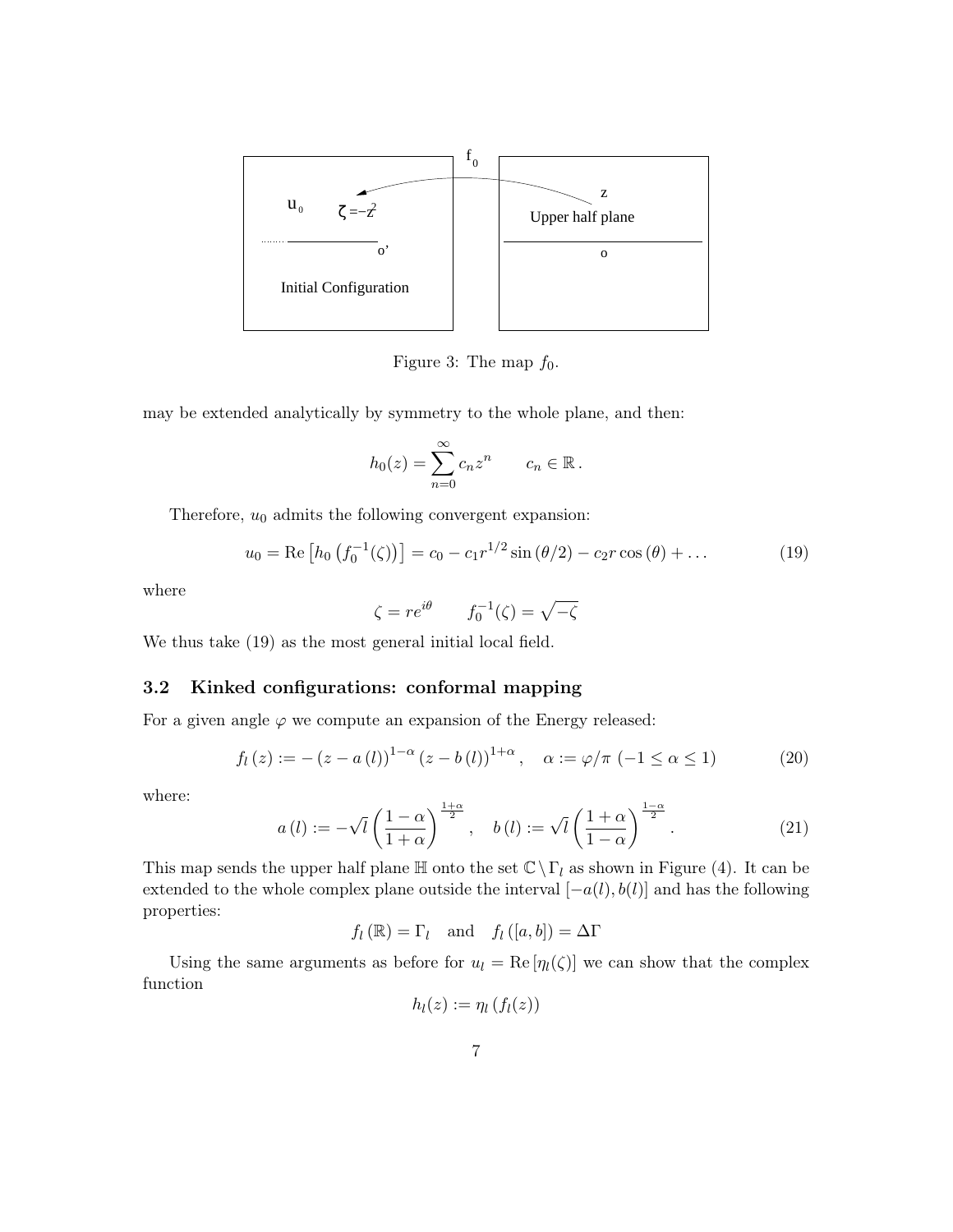Figure 3: The map $f_0$.

may be extended analytically by symmetry to the whole plane, and then:

$$h_0(z) = \sum_{n=0}^{\infty} c_n z^n \qquad c_n \in \mathbb{R}\,.$$

Therefore, $u_0$ admits the following convergent expansion:

$$u_0 = \mathrm{Re}\left[h_0\left(f_0^{-1}(\zeta)\right)\right] = c_0 - c_1 r^{1/2} \sin(\theta/2) - c_2 r \cos(\theta) + \ldots \tag{19}$$

where

$$\zeta = re^{i\theta} \qquad f_0^{-1}(\zeta) = \sqrt{-\zeta}$$

We thus take (19) as the most general initial local field.

### 3.2 Kinked configurations: conformal mapping

For a given angle $\varphi$ we compute an expansion of the Energy released:

$$f_l(z) := -\left(z - a(l)\right)^{1-\alpha}\left(z - b(l)\right)^{1+\alpha}, \quad \alpha := \varphi/\pi \ (-1 \leq \alpha \leq 1) \tag{20}$$

where:

$$a(l) := -\sqrt{l}\left(\frac{1-\alpha}{1+\alpha}\right)^{\frac{1+\alpha}{2}}, \quad b(l) := \sqrt{l}\left(\frac{1+\alpha}{1-\alpha}\right)^{\frac{1-\alpha}{2}}. \tag{21}$$

This map sends the upper half plane $\mathbb{H}$ onto the set $\mathbb{C}\setminus\Gamma_l$ as shown in Figure (4). It can be extended to the whole complex plane outside the interval $[-a(l), b(l)]$ and has the following properties:

$$f_l(\mathbb{R}) = \Gamma_l \quad \text{and} \quad f_l([a,b]) = \Delta\Gamma$$

Using the same arguments as before for $u_l = \mathrm{Re}\left[\eta_l(\zeta)\right]$ we can show that the complex function

$$h_l(z) := \eta_l\left(f_l(z)\right)$$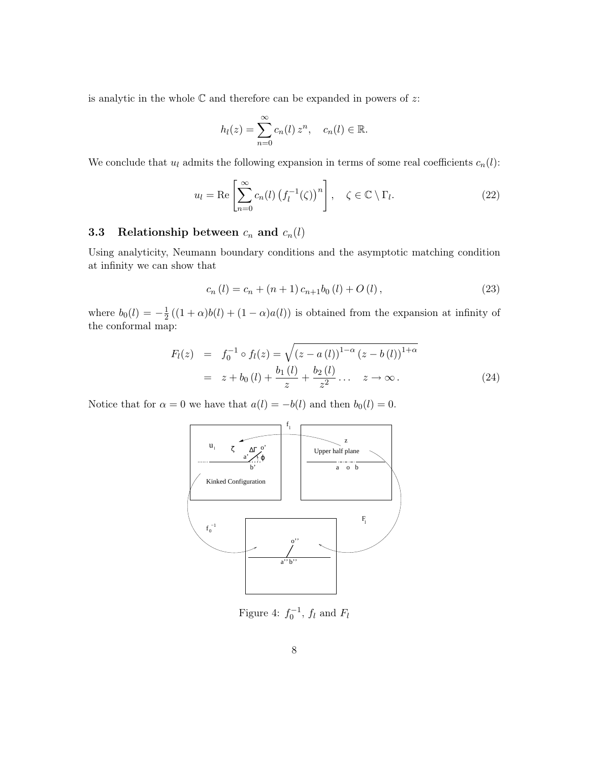is analytic in the whole $\mathbb{C}$ and therefore can be expanded in powers of $z$:

$$h_l(z) = \sum_{n=0}^{\infty} c_n(l)\, z^n, \quad c_n(l) \in \mathbb{R}.$$

We conclude that $u_l$ admits the following expansion in terms of some real coefficients $c_n(l)$:

$$u_l = \mathrm{Re}\left[\sum_{n=0}^{\infty} c_n(l) \left(f_l^{-1}(\zeta)\right)^n\right], \quad \zeta \in \mathbb{C} \setminus \Gamma_l. \tag{22}$$

### 3.3 Relationship between $c_n$ and $c_n(l)$

Using analyticity, Neumann boundary conditions and the asymptotic matching condition at infinity we can show that

$$c_n(l) = c_n + (n+1)\, c_{n+1} b_0(l) + O(l), \tag{23}$$

where $b_0(l) = -\frac{1}{2}\left((1+\alpha)b(l) + (1-\alpha)a(l)\right)$ is obtained from the expansion at infinity of the conformal map:

$$\begin{aligned} F_l(z) &= f_0^{-1} \circ f_l(z) = \sqrt{(z - a(l))^{1-\alpha} (z - b(l))^{1+\alpha}} \\ &= z + b_0(l) + \frac{b_1(l)}{z} + \frac{b_2(l)}{z^2} \ldots \quad z \to \infty. \end{aligned} \tag{24}$$

Notice that for $\alpha = 0$ we have that $a(l) = -b(l)$ and then $b_0(l) = 0$.

Figure 4: $f_0^{-1}$, $f_l$ and $F_l$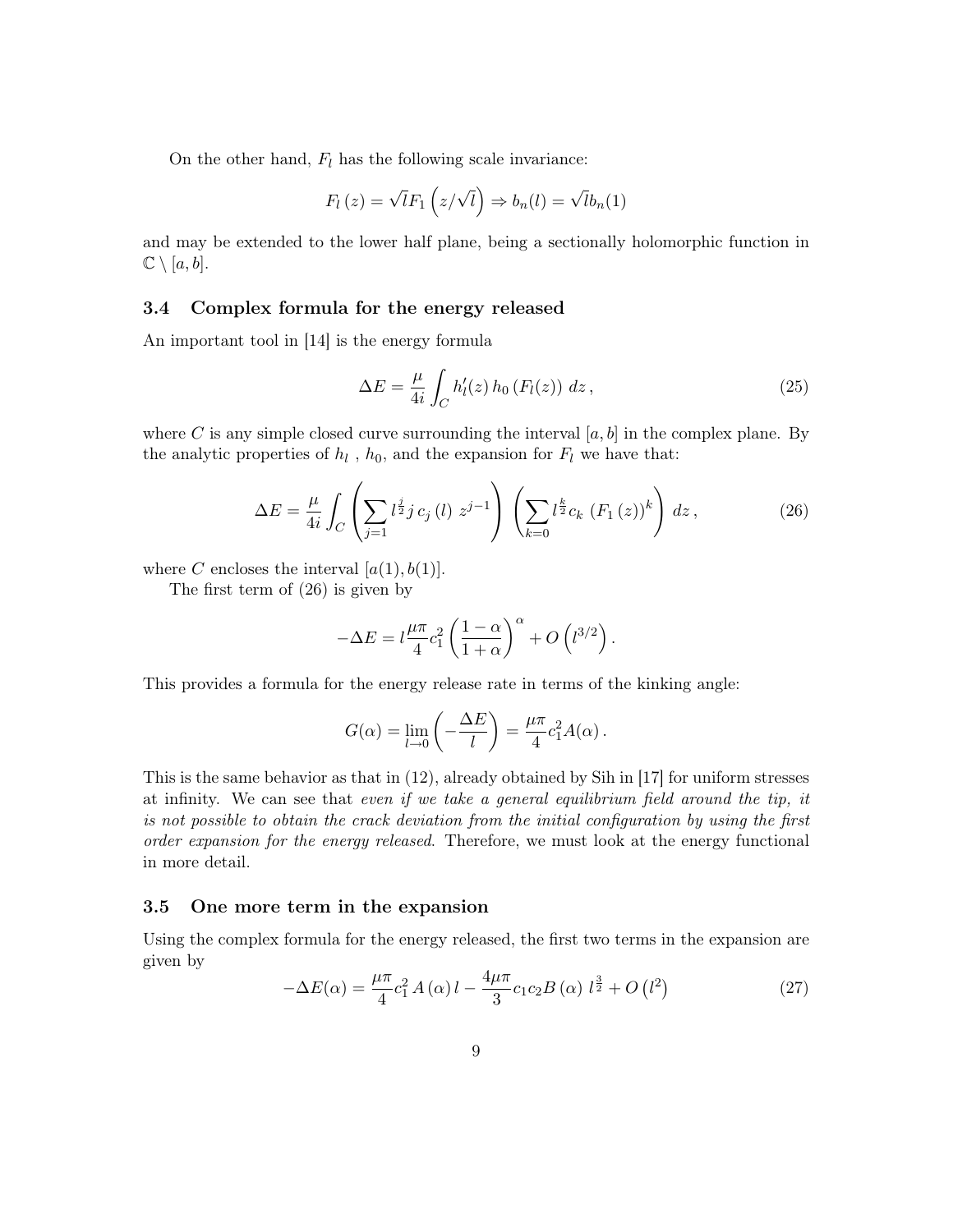On the other hand, $F_l$ has the following scale invariance:

$$F_l(z) = \sqrt{l} F_1\left(z/\sqrt{l}\right) \Rightarrow b_n(l) = \sqrt{l} b_n(1)$$

and may be extended to the lower half plane, being a sectionally holomorphic function in $\mathbb{C} \setminus [a, b]$.

### 3.4 Complex formula for the energy released

An important tool in [14] is the energy formula

$$\Delta E = \frac{\mu}{4i} \int_C h_l'(z)\, h_0\left(F_l(z)\right)\, dz\,, \tag{25}$$

where $C$ is any simple closed curve surrounding the interval $[a, b]$ in the complex plane. By the analytic properties of $h_l$ , $h_0$, and the expansion for $F_l$ we have that:

$$\Delta E = \frac{\mu}{4i} \int_C \left( \sum_{j=1} l^{\frac{j}{2}} j\, c_j\,(l)\; z^{j-1} \right) \left( \sum_{k=0} l^{\frac{k}{2}} c_k\; \left(F_1\,(z)\right)^k \right) dz\,, \tag{26}$$

where $C$ encloses the interval $[a(1), b(1)]$.

The first term of (26) is given by

$$-\Delta E = l \frac{\mu\pi}{4} c_1^2 \left( \frac{1-\alpha}{1+\alpha} \right)^{\alpha} + O\left(l^{3/2}\right).$$

This provides a formula for the energy release rate in terms of the kinking angle:

$$G(\alpha) = \lim_{l\to 0} \left( -\frac{\Delta E}{l} \right) = \frac{\mu\pi}{4} c_1^2 A(\alpha)\,.$$

This is the same behavior as that in (12), already obtained by Sih in [17] for uniform stresses at infinity. We can see that *even if we take a general equilibrium field around the tip, it is not possible to obtain the crack deviation from the initial configuration by using the first order expansion for the energy released*. Therefore, we must look at the energy functional in more detail.

### 3.5 One more term in the expansion

Using the complex formula for the energy released, the first two terms in the expansion are given by

$$-\Delta E(\alpha) = \frac{\mu\pi}{4} c_1^2\, A\,(\alpha)\, l - \frac{4\mu\pi}{3} c_1 c_2 B\,(\alpha)\; l^{\frac{3}{2}} + O\left(l^2\right) \tag{27}$$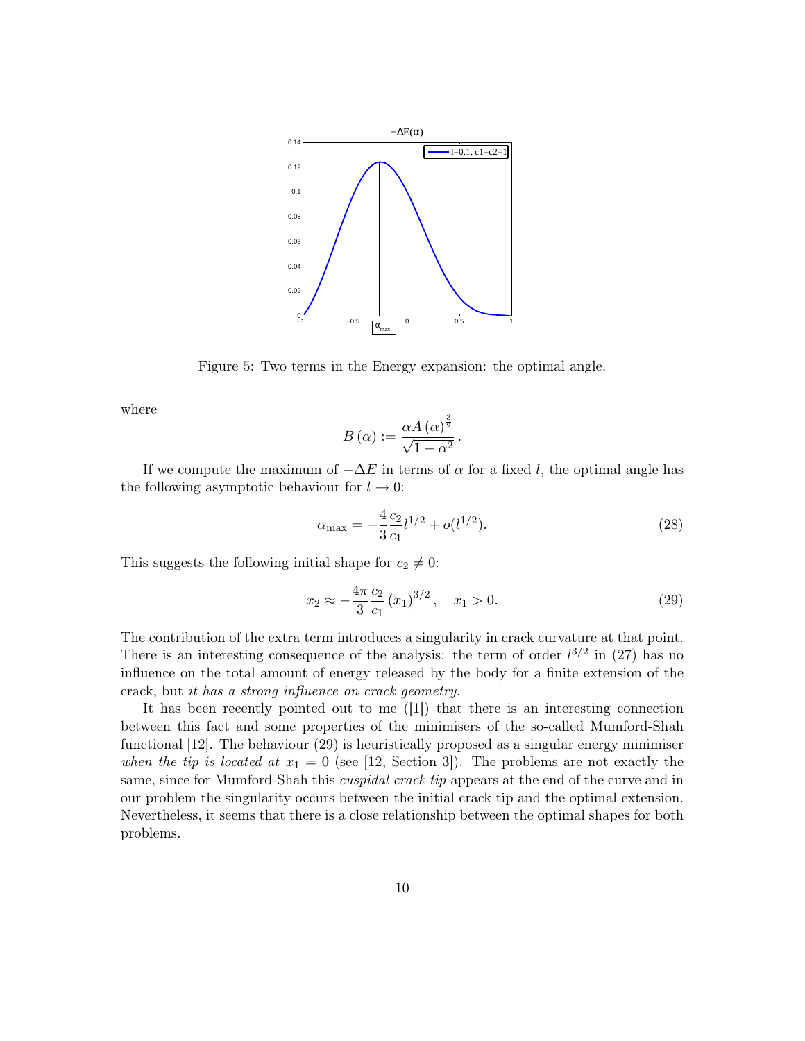Figure 5: Two terms in the Energy expansion: the optimal angle.

where

$$B(\alpha) := \frac{\alpha A(\alpha)^{\frac{3}{2}}}{\sqrt{1-\alpha^2}}.$$

If we compute the maximum of $-\Delta E$ in terms of $\alpha$ for a fixed $l$, the optimal angle has the following asymptotic behaviour for $l \to 0$:

$$\alpha_{\max} = -\frac{4}{3}\frac{c_2}{c_1} l^{1/2} + o(l^{1/2}). \tag{28}$$

This suggests the following initial shape for $c_2 \neq 0$:

$$x_2 \approx -\frac{4\pi}{3}\frac{c_2}{c_1}(x_1)^{3/2}, \quad x_1 > 0. \tag{29}$$

The contribution of the extra term introduces a singularity in crack curvature at that point. There is an interesting consequence of the analysis: the term of order $l^{3/2}$ in (27) has no influence on the total amount of energy released by the body for a finite extension of the crack, but *it has a strong influence on crack geometry.*

It has been recently pointed out to me ([1]) that there is an interesting connection between this fact and some properties of the minimisers of the so-called Mumford-Shah functional [12]. The behaviour (29) is heuristically proposed as a singular energy minimiser *when the tip is located at* $x_1 = 0$ (see [12, Section 3]). The problems are not exactly the same, since for Mumford-Shah this *cuspidal crack tip* appears at the end of the curve and in our problem the singularity occurs between the initial crack tip and the optimal extension. Nevertheless, it seems that there is a close relationship between the optimal shapes for both problems.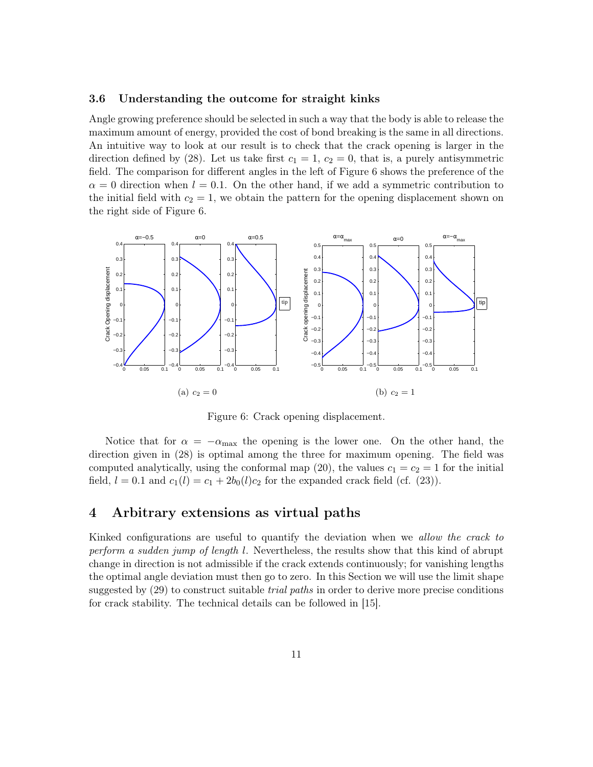### 3.6 Understanding the outcome for straight kinks

Angle growing preference should be selected in such a way that the body is able to release the maximum amount of energy, provided the cost of bond breaking is the same in all directions. An intuitive way to look at our result is to check that the crack opening is larger in the direction defined by (28). Let us take first $c_1 = 1$, $c_2 = 0$, that is, a purely antisymmetric field. The comparison for different angles in the left of Figure 6 shows the preference of the $\alpha = 0$ direction when $l = 0.1$. On the other hand, if we add a symmetric contribution to the initial field with $c_2 = 1$, we obtain the pattern for the opening displacement shown on the right side of Figure 6.

(a) $c_2 = 0$

(b) $c_2 = 1$

Figure 6: Crack opening displacement.

Notice that for $\alpha = -\alpha_{\max}$ the opening is the lower one. On the other hand, the direction given in (28) is optimal among the three for maximum opening. The field was computed analytically, using the conformal map (20), the values $c_1 = c_2 = 1$ for the initial field, $l = 0.1$ and $c_1(l) = c_1 + 2b_0(l)c_2$ for the expanded crack field (cf. (23)).

## 4 Arbitrary extensions as virtual paths

Kinked configurations are useful to quantify the deviation when we *allow the crack to perform a sudden jump of length l*. Nevertheless, the results show that this kind of abrupt change in direction is not admissible if the crack extends continuously; for vanishing lengths the optimal angle deviation must then go to zero. In this Section we will use the limit shape suggested by (29) to construct suitable *trial paths* in order to derive more precise conditions for crack stability. The technical details can be followed in [15].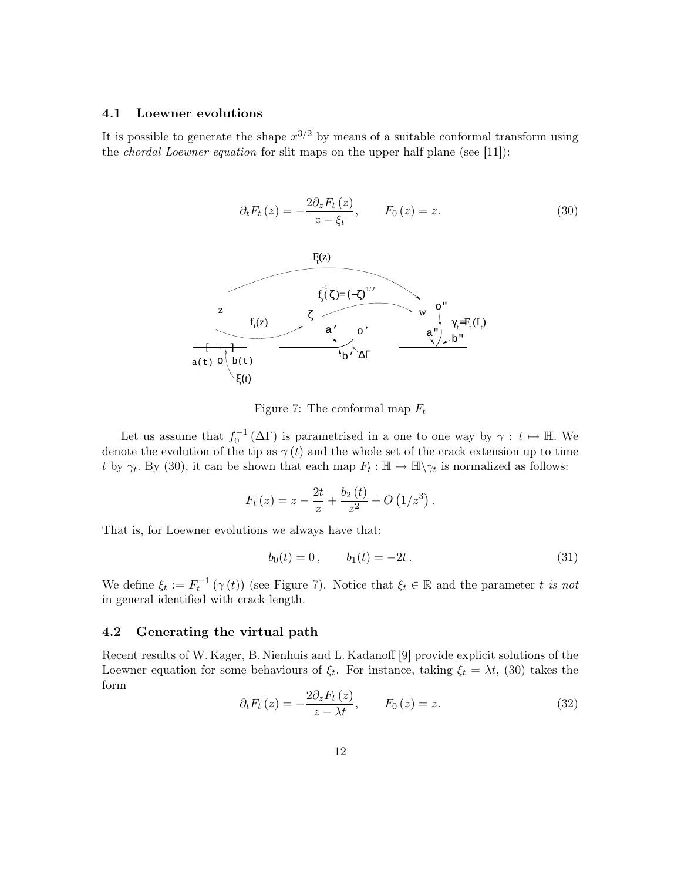### 4.1 Loewner evolutions

It is possible to generate the shape $x^{3/2}$ by means of a suitable conformal transform using the *chordal Loewner equation* for slit maps on the upper half plane (see [11]):

$$\partial_t F_t(z) = -\frac{2\partial_z F_t(z)}{z - \xi_t}, \qquad F_0(z) = z. \tag{30}$$

Figure 7: The conformal map $F_t$

Let us assume that $f_0^{-1}(\Delta\Gamma)$ is parametrised in a one to one way by $\gamma : t \mapsto \mathbb{H}$. We denote the evolution of the tip as $\gamma(t)$ and the whole set of the crack extension up to time $t$ by $\gamma_t$. By (30), it can be shown that each map $F_t : \mathbb{H} \mapsto \mathbb{H}\backslash\gamma_t$ is normalized as follows:

$$F_t(z) = z - \frac{2t}{z} + \frac{b_2(t)}{z^2} + O\left(1/z^3\right).$$

That is, for Loewner evolutions we always have that:

$$b_0(t) = 0, \qquad b_1(t) = -2t. \tag{31}$$

We define $\xi_t := F_t^{-1}(\gamma(t))$ (see Figure 7). Notice that $\xi_t \in \mathbb{R}$ and the parameter $t$ *is not* in general identified with crack length.

### 4.2 Generating the virtual path

Recent results of W. Kager, B. Nienhuis and L. Kadanoff [9] provide explicit solutions of the Loewner equation for some behaviours of $\xi_t$. For instance, taking $\xi_t = \lambda t$, (30) takes the form

$$\partial_t F_t(z) = -\frac{2\partial_z F_t(z)}{z - \lambda t}, \qquad F_0(z) = z. \tag{32}$$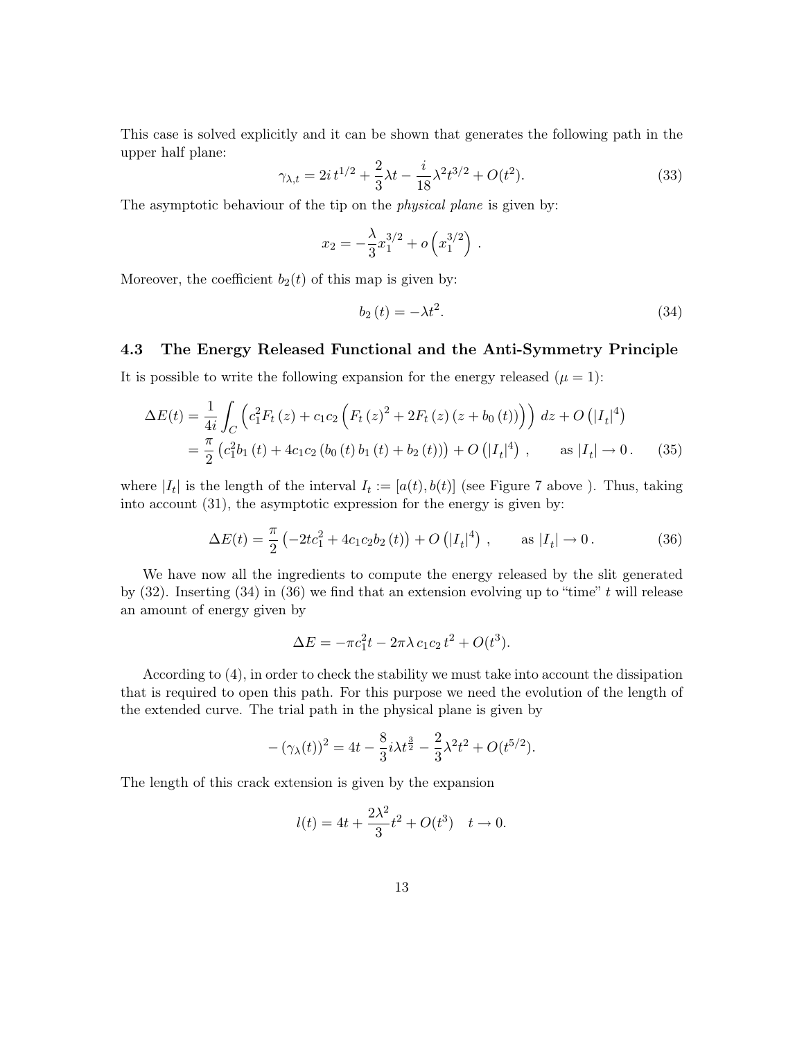This case is solved explicitly and it can be shown that generates the following path in the upper half plane:

$$\gamma_{\lambda,t} = 2i\, t^{1/2} + \frac{2}{3}\lambda t - \frac{i}{18}\lambda^2 t^{3/2} + O(t^2). \tag{33}$$

The asymptotic behaviour of the tip on the *physical plane* is given by:

$$x_2 = -\frac{\lambda}{3} x_1^{3/2} + o\left(x_1^{3/2}\right) .$$

Moreover, the coefficient $b_2(t)$ of this map is given by:

$$b_2\left(t\right) = -\lambda t^2. \tag{34}$$

### 4.3 The Energy Released Functional and the Anti-Symmetry Principle

It is possible to write the following expansion for the energy released ($\mu = 1$):

$$\begin{aligned}\Delta E(t) &= \frac{1}{4i}\int_C \left(c_1^2 F_t\left(z\right) + c_1 c_2 \left(F_t\left(z\right)^2 + 2F_t\left(z\right)\left(z + b_0\left(t\right)\right)\right)\right) dz + O\left(\left|I_t\right|^4\right) \\ &= \frac{\pi}{2}\left(c_1^2 b_1\left(t\right) + 4c_1 c_2\left(b_0\left(t\right) b_1\left(t\right) + b_2\left(t\right)\right)\right) + O\left(\left|I_t\right|^4\right) , \qquad \text{as } \left|I_t\right| \to 0\,. \end{aligned} \tag{35}$$

where $|I_t|$ is the length of the interval $I_t := [a(t), b(t)]$ (see Figure 7 above ). Thus, taking into account (31), the asymptotic expression for the energy is given by:

$$\Delta E(t) = \frac{\pi}{2}\left(-2tc_1^2 + 4c_1 c_2 b_2\left(t\right)\right) + O\left(\left|I_t\right|^4\right) , \qquad \text{as } \left|I_t\right| \to 0\,. \tag{36}$$

We have now all the ingredients to compute the energy released by the slit generated by (32). Inserting (34) in (36) we find that an extension evolving up to "time" $t$ will release an amount of energy given by

$$\Delta E = -\pi c_1^2 t - 2\pi\lambda\, c_1 c_2\, t^2 + O(t^3).$$

According to (4), in order to check the stability we must take into account the dissipation that is required to open this path. For this purpose we need the evolution of the length of the extended curve. The trial path in the physical plane is given by

$$-\left(\gamma_\lambda(t)\right)^2 = 4t - \frac{8}{3} i\lambda t^{\frac{3}{2}} - \frac{2}{3}\lambda^2 t^2 + O(t^{5/2}).$$

The length of this crack extension is given by the expansion

$$l(t) = 4t + \frac{2\lambda^2}{3} t^2 + O(t^3) \quad t \to 0.$$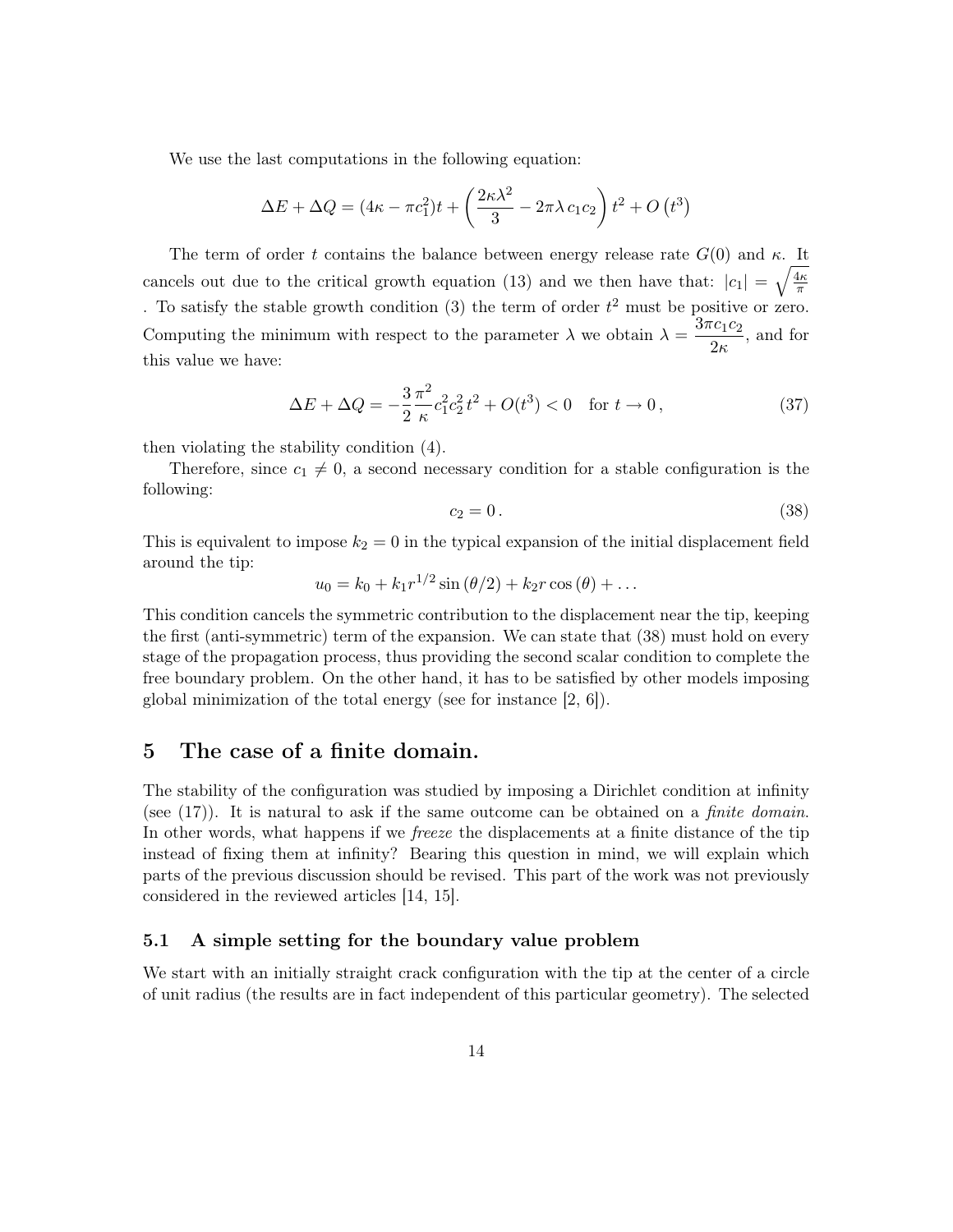We use the last computations in the following equation:

$$\Delta E + \Delta Q = (4\kappa - \pi c_1^2)t + \left( \frac{2\kappa\lambda^2}{3} - 2\pi\lambda\, c_1 c_2 \right) t^2 + O\left(t^3\right)$$

The term of order $t$ contains the balance between energy release rate $G(0)$ and $\kappa$. It cancels out due to the critical growth equation (13) and we then have that: $|c_1| = \sqrt{\frac{4\kappa}{\pi}}$ . To satisfy the stable growth condition (3) the term of order $t^2$ must be positive or zero. Computing the minimum with respect to the parameter $\lambda$ we obtain $\lambda = \dfrac{3\pi c_1 c_2}{2\kappa}$, and for this value we have:

$$\Delta E + \Delta Q = -\frac{3}{2}\frac{\pi^2}{\kappa} c_1^2 c_2^2\, t^2 + O(t^3) < 0 \quad \text{for } t \to 0\,, \tag{37}$$

then violating the stability condition (4).

Therefore, since $c_1 \neq 0$, a second necessary condition for a stable configuration is the following:

$$c_2 = 0\,. \tag{38}$$

This is equivalent to impose $k_2 = 0$ in the typical expansion of the initial displacement field around the tip:

$$u_0 = k_0 + k_1 r^{1/2} \sin(\theta/2) + k_2 r \cos(\theta) + \ldots$$

This condition cancels the symmetric contribution to the displacement near the tip, keeping the first (anti-symmetric) term of the expansion. We can state that (38) must hold on every stage of the propagation process, thus providing the second scalar condition to complete the free boundary problem. On the other hand, it has to be satisfied by other models imposing global minimization of the total energy (see for instance [2, 6]).

## 5 The case of a finite domain.

The stability of the configuration was studied by imposing a Dirichlet condition at infinity (see (17)). It is natural to ask if the same outcome can be obtained on a *finite domain*. In other words, what happens if we *freeze* the displacements at a finite distance of the tip instead of fixing them at infinity? Bearing this question in mind, we will explain which parts of the previous discussion should be revised. This part of the work was not previously considered in the reviewed articles [14, 15].

### 5.1 A simple setting for the boundary value problem

We start with an initially straight crack configuration with the tip at the center of a circle of unit radius (the results are in fact independent of this particular geometry). The selected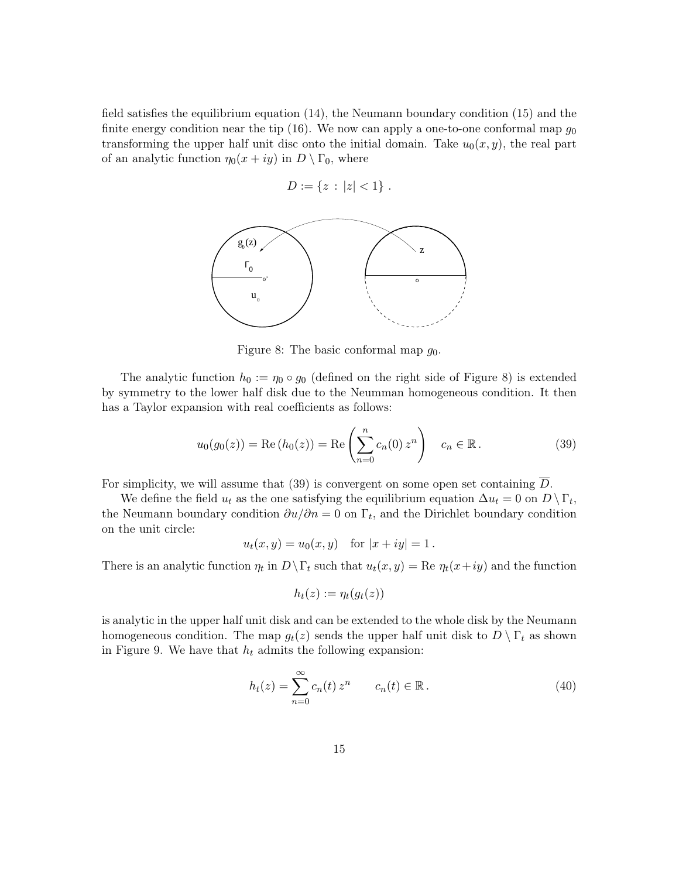field satisfies the equilibrium equation (14), the Neumann boundary condition (15) and the finite energy condition near the tip (16). We now can apply a one-to-one conformal map $g_0$ transforming the upper half unit disc onto the initial domain. Take $u_0(x, y)$, the real part of an analytic function $\eta_0(x + iy)$ in $D \setminus \Gamma_0$, where

$$D := \{z \,:\, |z| < 1\} \,.$$

Figure 8: The basic conformal map $g_0$.

The analytic function $h_0 := \eta_0 \circ g_0$ (defined on the right side of Figure 8) is extended by symmetry to the lower half disk due to the Neumman homogeneous condition. It then has a Taylor expansion with real coefficients as follows:

$$u_0(g_0(z)) = \mathrm{Re}\,(h_0(z)) = \mathrm{Re}\left(\sum_{n=0}^{n} c_n(0)\, z^n\right) \quad c_n \in \mathbb{R}\,. \tag{39}$$

For simplicity, we will assume that (39) is convergent on some open set containing $\overline{D}$.

We define the field $u_t$ as the one satisfying the equilibrium equation $\Delta u_t = 0$ on $D \setminus \Gamma_t$, the Neumann boundary condition $\partial u/\partial n = 0$ on $\Gamma_t$, and the Dirichlet boundary condition on the unit circle:

$$u_t(x, y) = u_0(x, y) \quad \text{for } |x + iy| = 1\,.$$

There is an analytic function $\eta_t$ in $D \setminus \Gamma_t$ such that $u_t(x, y) = \mathrm{Re}\ \eta_t(x+iy)$ and the function

$$h_t(z) := \eta_t(g_t(z))$$

is analytic in the upper half unit disk and can be extended to the whole disk by the Neumann homogeneous condition. The map $g_t(z)$ sends the upper half unit disk to $D \setminus \Gamma_t$ as shown in Figure 9. We have that $h_t$ admits the following expansion:

$$h_t(z) = \sum_{n=0}^{\infty} c_n(t)\, z^n \qquad c_n(t) \in \mathbb{R}\,. \tag{40}$$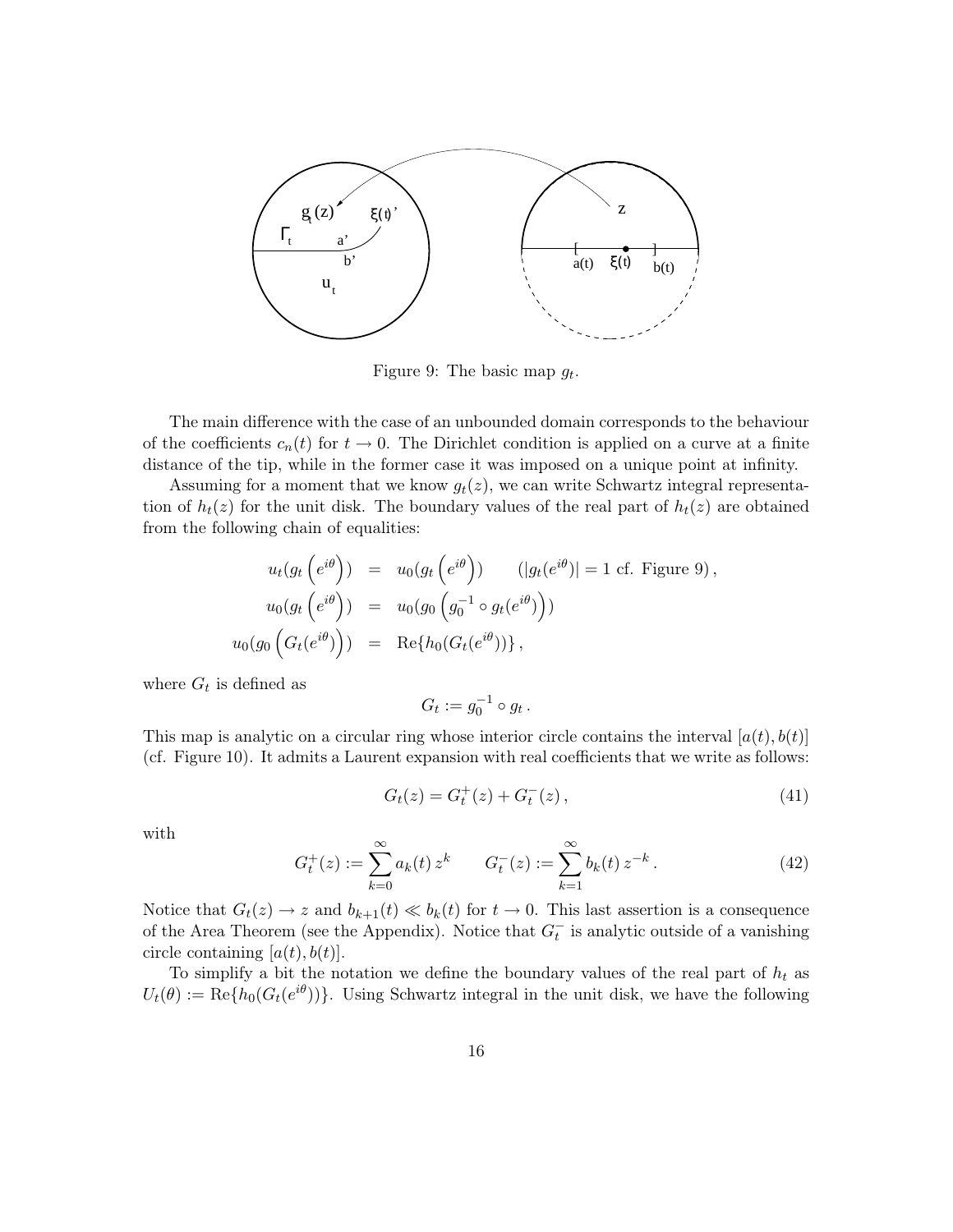Figure 9: The basic map $g_t$.

The main difference with the case of an unbounded domain corresponds to the behaviour of the coefficients $c_n(t)$ for $t \to 0$. The Dirichlet condition is applied on a curve at a finite distance of the tip, while in the former case it was imposed on a unique point at infinity.

Assuming for a moment that we know $g_t(z)$, we can write Schwartz integral representation of $h_t(z)$ for the unit disk. The boundary values of the real part of $h_t(z)$ are obtained from the following chain of equalities:

$$
\begin{aligned}
u_t(g_t\left(e^{i\theta}\right)) &= u_0(g_t\left(e^{i\theta}\right)) \qquad (|g_t(e^{i\theta})| = 1 \text{ cf. Figure 9})\,, \\
u_0(g_t\left(e^{i\theta}\right)) &= u_0(g_0\left(g_0^{-1} \circ g_t(e^{i\theta})\right)) \\
u_0(g_0\left(G_t(e^{i\theta})\right)) &= \mathrm{Re}\{h_0(G_t(e^{i\theta}))\}\,,
\end{aligned}
$$

where $G_t$ is defined as

$$
G_t := g_0^{-1} \circ g_t\,.
$$

This map is analytic on a circular ring whose interior circle contains the interval $[a(t), b(t)]$ (cf. Figure 10). It admits a Laurent expansion with real coefficients that we write as follows:

$$
G_t(z) = G_t^+(z) + G_t^-(z)\,, \tag{41}
$$

with

$$
G_t^+(z) := \sum_{k=0}^{\infty} a_k(t)\, z^k \qquad G_t^-(z) := \sum_{k=1}^{\infty} b_k(t)\, z^{-k}\,. \tag{42}
$$

Notice that $G_t(z) \to z$ and $b_{k+1}(t) \ll b_k(t)$ for $t \to 0$. This last assertion is a consequence of the Area Theorem (see the Appendix). Notice that $G_t^-$ is analytic outside of a vanishing circle containing $[a(t), b(t)]$.

To simplify a bit the notation we define the boundary values of the real part of $h_t$ as $U_t(\theta) := \mathrm{Re}\{h_0(G_t(e^{i\theta}))\}$. Using Schwartz integral in the unit disk, we have the following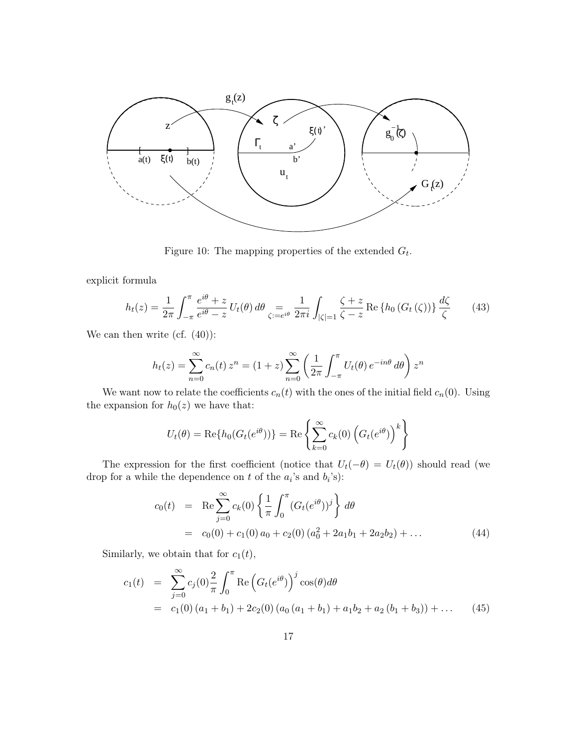Figure 10: The mapping properties of the extended $G_t$.

explicit formula

$$h_t(z) = \frac{1}{2\pi}\int_{-\pi}^{\pi} \frac{e^{i\theta}+z}{e^{i\theta}-z}\, U_t(\theta)\, d\theta \underset{\zeta:=e^{i\theta}}{=} \frac{1}{2\pi i}\int_{|\zeta|=1} \frac{\zeta+z}{\zeta-z}\,\mathrm{Re}\left\{h_0\left(G_t\left(\zeta\right)\right)\right\}\frac{d\zeta}{\zeta} \tag{43}$$

We can then write (cf. (40)):

$$h_t(z) = \sum_{n=0}^{\infty} c_n(t)\, z^n = (1+z)\sum_{n=0}^{\infty}\left(\frac{1}{2\pi}\int_{-\pi}^{\pi} U_t(\theta)\, e^{-in\theta}\, d\theta\right) z^n$$

We want now to relate the coefficients $c_n(t)$ with the ones of the initial field $c_n(0)$. Using the expansion for $h_0(z)$ we have that:

$$U_t(\theta) = \mathrm{Re}\{h_0(G_t(e^{i\theta}))\} = \mathrm{Re}\left\{\sum_{k=0}^{\infty} c_k(0)\left(G_t(e^{i\theta})\right)^k\right\}$$

The expression for the first coefficient (notice that $U_t(-\theta) = U_t(\theta)$) should read (we drop for a while the dependence on $t$ of the $a_i$'s and $b_i$'s):

$$\begin{aligned} c_0(t) &= \mathrm{Re}\sum_{j=0}^{\infty} c_k(0)\left\{\frac{1}{\pi}\int_0^{\pi}(G_t(e^{i\theta}))^j\right\} d\theta \\ &= c_0(0) + c_1(0)\, a_0 + c_2(0)\,(a_0^2 + 2a_1 b_1 + 2a_2 b_2) + \ldots \end{aligned} \tag{44}$$

Similarly, we obtain that for $c_1(t)$,

$$\begin{aligned} c_1(t) &= \sum_{j=0}^{\infty} c_j(0)\frac{2}{\pi}\int_0^{\pi}\mathrm{Re}\left(G_t(e^{i\theta})\right)^j \cos(\theta) d\theta \\ &= c_1(0)\,(a_1+b_1) + 2c_2(0)\,(a_0\,(a_1+b_1) + a_1 b_2 + a_2\,(b_1+b_3)) + \ldots \end{aligned} \tag{45}$$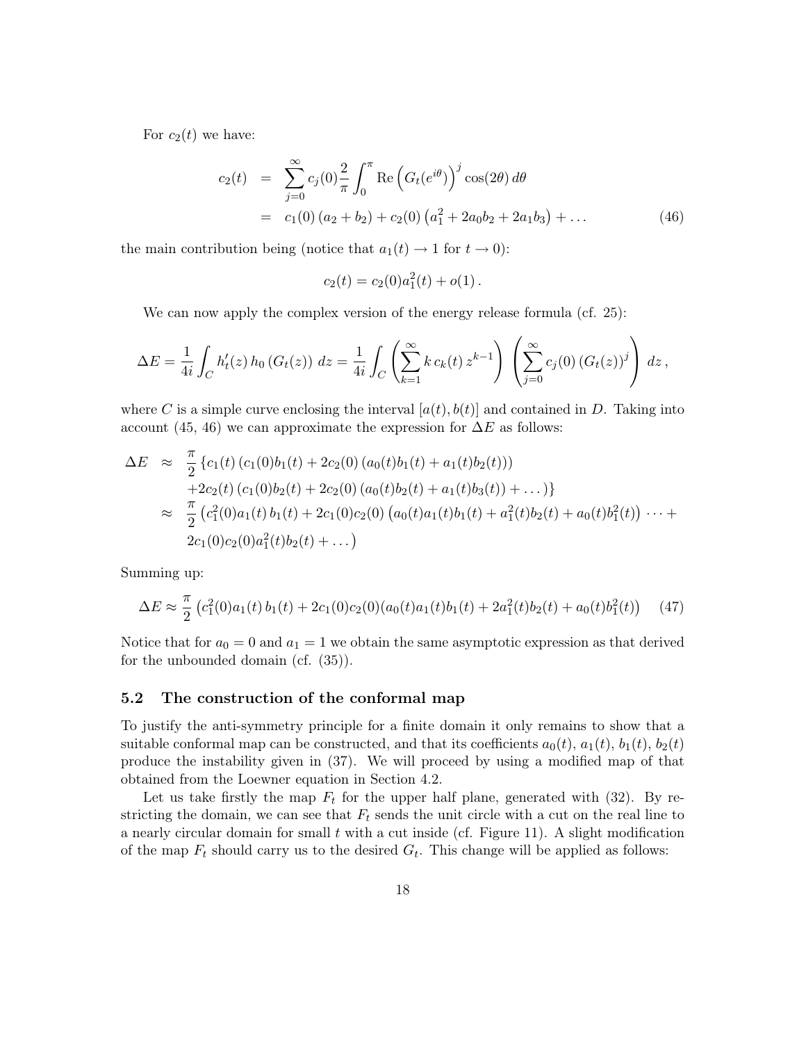For $c_2(t)$ we have:

$$
\begin{aligned}
c_2(t) &= \sum_{j=0}^{\infty} c_j(0) \frac{2}{\pi} \int_0^{\pi} \mathrm{Re}\left(G_t(e^{i\theta})\right)^j \cos(2\theta)\, d\theta \\
&= c_1(0)\left(a_2 + b_2\right) + c_2(0)\left(a_1^2 + 2a_0 b_2 + 2a_1 b_3\right) + \ldots \qquad (46)
\end{aligned}
$$

the main contribution being (notice that $a_1(t) \to 1$ for $t \to 0$):

$$
c_2(t) = c_2(0) a_1^2(t) + o(1)\,.
$$

We can now apply the complex version of the energy release formula (cf. 25):

$$
\Delta E = \frac{1}{4i} \int_C h_t'(z)\, h_0\left(G_t(z)\right)\, dz = \frac{1}{4i} \int_C \left( \sum_{k=1}^{\infty} k\, c_k(t)\, z^{k-1} \right) \left( \sum_{j=0}^{\infty} c_j(0) \left(G_t(z)\right)^j \right) dz\,,
$$

where $C$ is a simple curve enclosing the interval $[a(t), b(t)]$ and contained in $D$. Taking into account (45, 46) we can approximate the expression for $\Delta E$ as follows:

$$
\begin{aligned}
\Delta E &\approx \frac{\pi}{2} \left\{ c_1(t)\left(c_1(0) b_1(t) + 2c_2(0)\left(a_0(t) b_1(t) + a_1(t) b_2(t)\right)\right) \right. \\
&\quad \left. + 2c_2(t)\left(c_1(0) b_2(t) + 2c_2(0)\left(a_0(t) b_2(t) + a_1(t) b_3(t)\right) + \ldots\right) \right\} \\
&\approx \frac{\pi}{2} \left( c_1^2(0) a_1(t)\, b_1(t) + 2c_1(0) c_2(0)\left(a_0(t) a_1(t) b_1(t) + a_1^2(t) b_2(t) + a_0(t) b_1^2(t)\right) \cdots + \right. \\
&\quad \left. 2c_1(0) c_2(0) a_1^2(t) b_2(t) + \ldots \right)
\end{aligned}
$$

Summing up:

$$
\Delta E \approx \frac{\pi}{2} \left( c_1^2(0) a_1(t)\, b_1(t) + 2c_1(0) c_2(0)\left(a_0(t) a_1(t) b_1(t) + 2a_1^2(t) b_2(t) + a_0(t) b_1^2(t)\right) \right) \qquad (47)
$$

Notice that for $a_0 = 0$ and $a_1 = 1$ we obtain the same asymptotic expression as that derived for the unbounded domain (cf. (35)).

### 5.2 The construction of the conformal map

To justify the anti-symmetry principle for a finite domain it only remains to show that a suitable conformal map can be constructed, and that its coefficients $a_0(t)$, $a_1(t)$, $b_1(t)$, $b_2(t)$ produce the instability given in (37). We will proceed by using a modified map of that obtained from the Loewner equation in Section 4.2.

Let us take firstly the map $F_t$ for the upper half plane, generated with (32). By restricting the domain, we can see that $F_t$ sends the unit circle with a cut on the real line to a nearly circular domain for small $t$ with a cut inside (cf. Figure 11). A slight modification of the map $F_t$ should carry us to the desired $G_t$. This change will be applied as follows: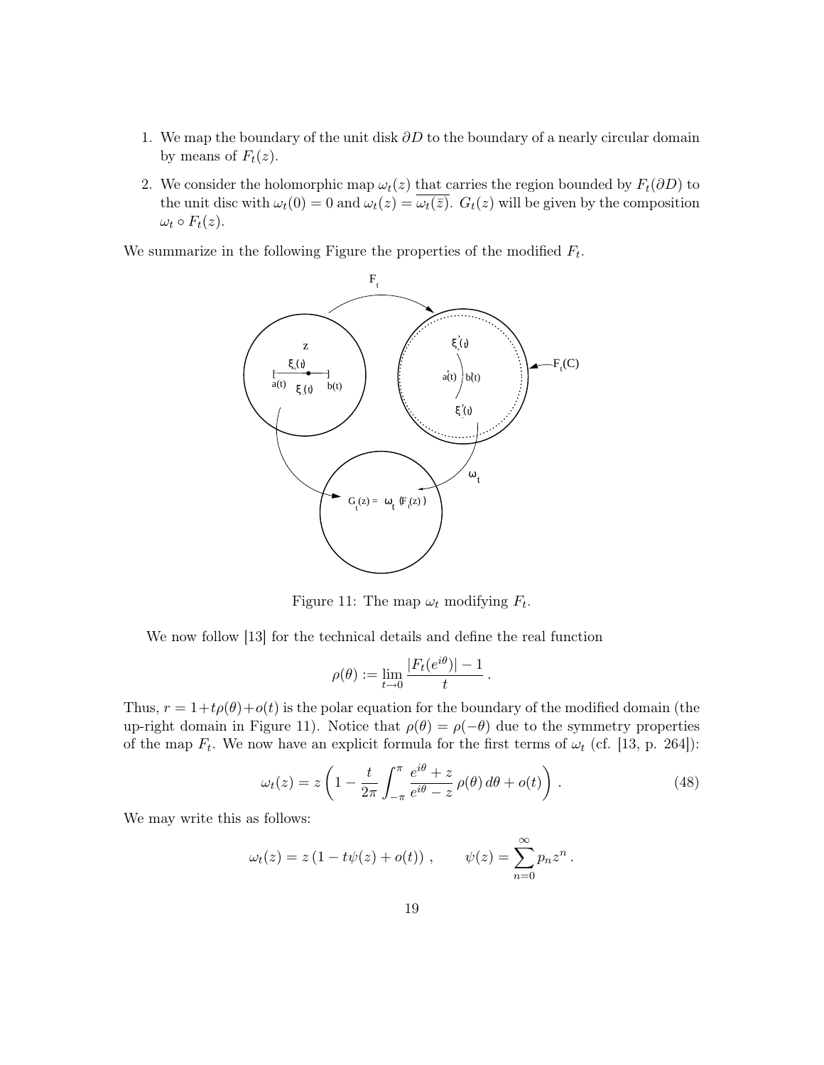1. We map the boundary of the unit disk $\partial D$ to the boundary of a nearly circular domain by means of $F_t(z)$.
2. We consider the holomorphic map $\omega_t(z)$ that carries the region bounded by $F_t(\partial D)$ to the unit disc with $\omega_t(0) = 0$ and $\omega_t(z) = \overline{\omega_t(\bar{z})}$. $G_t(z)$ will be given by the composition $\omega_t \circ F_t(z)$.

We summarize in the following Figure the properties of the modified $F_t$.

Figure 11: The map $\omega_t$ modifying $F_t$.

We now follow [13] for the technical details and define the real function

$$\rho(\theta) := \lim_{t \to 0} \frac{|F_t(e^{i\theta})| - 1}{t} .$$

Thus, $r = 1 + t\rho(\theta) + o(t)$ is the polar equation for the boundary of the modified domain (the up-right domain in Figure 11). Notice that $\rho(\theta) = \rho(-\theta)$ due to the symmetry properties of the map $F_t$. We now have an explicit formula for the first terms of $\omega_t$ (cf. [13, p. 264]):

$$\omega_t(z) = z \left( 1 - \frac{t}{2\pi} \int_{-\pi}^{\pi} \frac{e^{i\theta} + z}{e^{i\theta} - z} \, \rho(\theta) \, d\theta + o(t) \right) . \tag{48}$$

We may write this as follows:

$$\omega_t(z) = z \left( 1 - t\psi(z) + o(t) \right) , \qquad \psi(z) = \sum_{n=0}^{\infty} p_n z^n .$$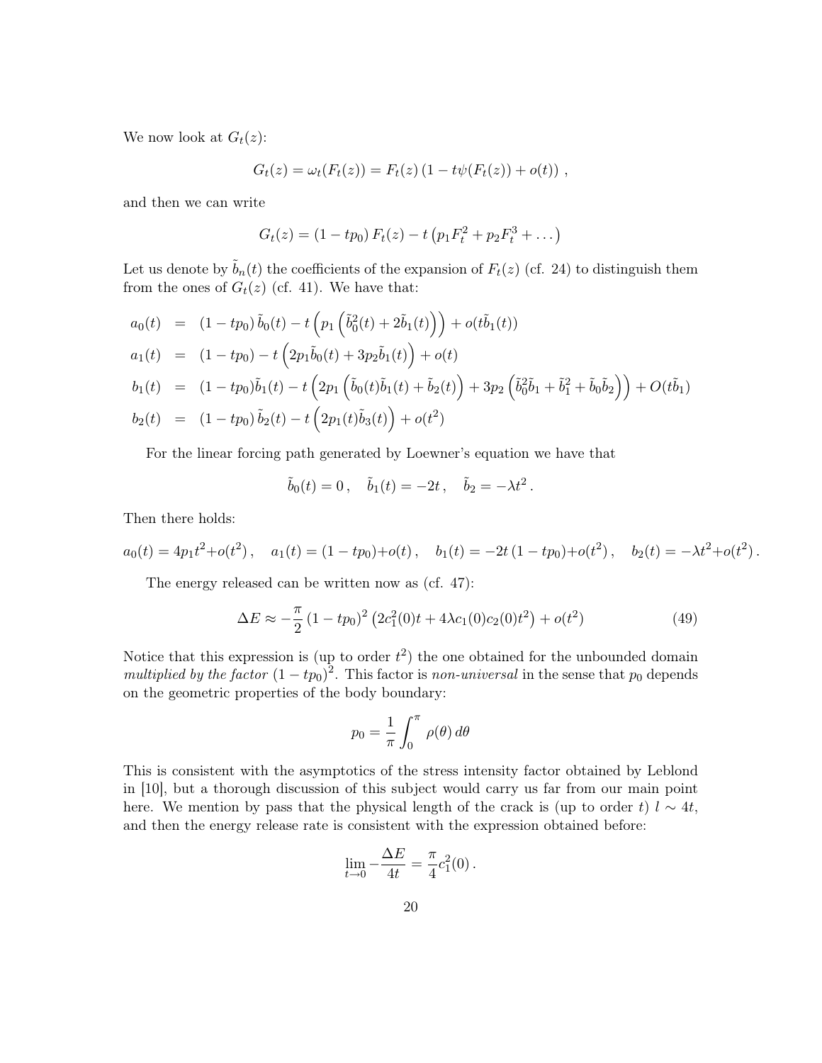We now look at $G_t(z)$:

$$G_t(z) = \omega_t(F_t(z)) = F_t(z)\left(1 - t\psi(F_t(z)) + o(t)\right) ,$$

and then we can write

$$G_t(z) = (1 - tp_0)\, F_t(z) - t\left(p_1 F_t^2 + p_2 F_t^3 + \dots\right)$$

Let us denote by $\tilde{b}_n(t)$ the coefficients of the expansion of $F_t(z)$ (cf. 24) to distinguish them from the ones of $G_t(z)$ (cf. 41). We have that:

$$\begin{aligned}
a_0(t) &= (1 - tp_0)\,\tilde{b}_0(t) - t\left(p_1\left(\tilde{b}_0^2(t) + 2\tilde{b}_1(t)\right)\right) + o(t\tilde{b}_1(t)) \\
a_1(t) &= (1 - tp_0) - t\left(2p_1\tilde{b}_0(t) + 3p_2\tilde{b}_1(t)\right) + o(t) \\
b_1(t) &= (1 - tp_0)\tilde{b}_1(t) - t\left(2p_1\left(\tilde{b}_0(t)\tilde{b}_1(t) + \tilde{b}_2(t)\right) + 3p_2\left(\tilde{b}_0^2\tilde{b}_1 + \tilde{b}_1^2 + \tilde{b}_0\tilde{b}_2\right)\right) + O(t\tilde{b}_1) \\
b_2(t) &= (1 - tp_0)\,\tilde{b}_2(t) - t\left(2p_1(t)\tilde{b}_3(t)\right) + o(t^2)
\end{aligned}$$

For the linear forcing path generated by Loewner's equation we have that

$$\tilde{b}_0(t) = 0\,, \quad \tilde{b}_1(t) = -2t\,, \quad \tilde{b}_2 = -\lambda t^2\,.$$

Then there holds:

$$a_0(t) = 4p_1 t^2 + o(t^2)\,, \quad a_1(t) = (1 - tp_0) + o(t)\,, \quad b_1(t) = -2t\,(1 - tp_0) + o(t^2)\,, \quad b_2(t) = -\lambda t^2 + o(t^2)\,.$$

The energy released can be written now as (cf. 47):

$$\Delta E \approx -\frac{\pi}{2}\,(1 - tp_0)^2\left(2c_1^2(0)t + 4\lambda c_1(0)c_2(0)t^2\right) + o(t^2) \tag{49}$$

Notice that this expression is (up to order $t^2$) the one obtained for the unbounded domain *multiplied by the factor* $(1 - tp_0)^2$. This factor is *non-universal* in the sense that $p_0$ depends on the geometric properties of the body boundary:

$$p_0 = \frac{1}{\pi}\int_0^{\pi} \rho(\theta)\, d\theta$$

This is consistent with the asymptotics of the stress intensity factor obtained by Leblond in [10], but a thorough discussion of this subject would carry us far from our main point here. We mention by pass that the physical length of the crack is (up to order $t$) $l \sim 4t$, and then the energy release rate is consistent with the expression obtained before:

$$\lim_{t\to 0} -\frac{\Delta E}{4t} = \frac{\pi}{4}c_1^2(0)\,.$$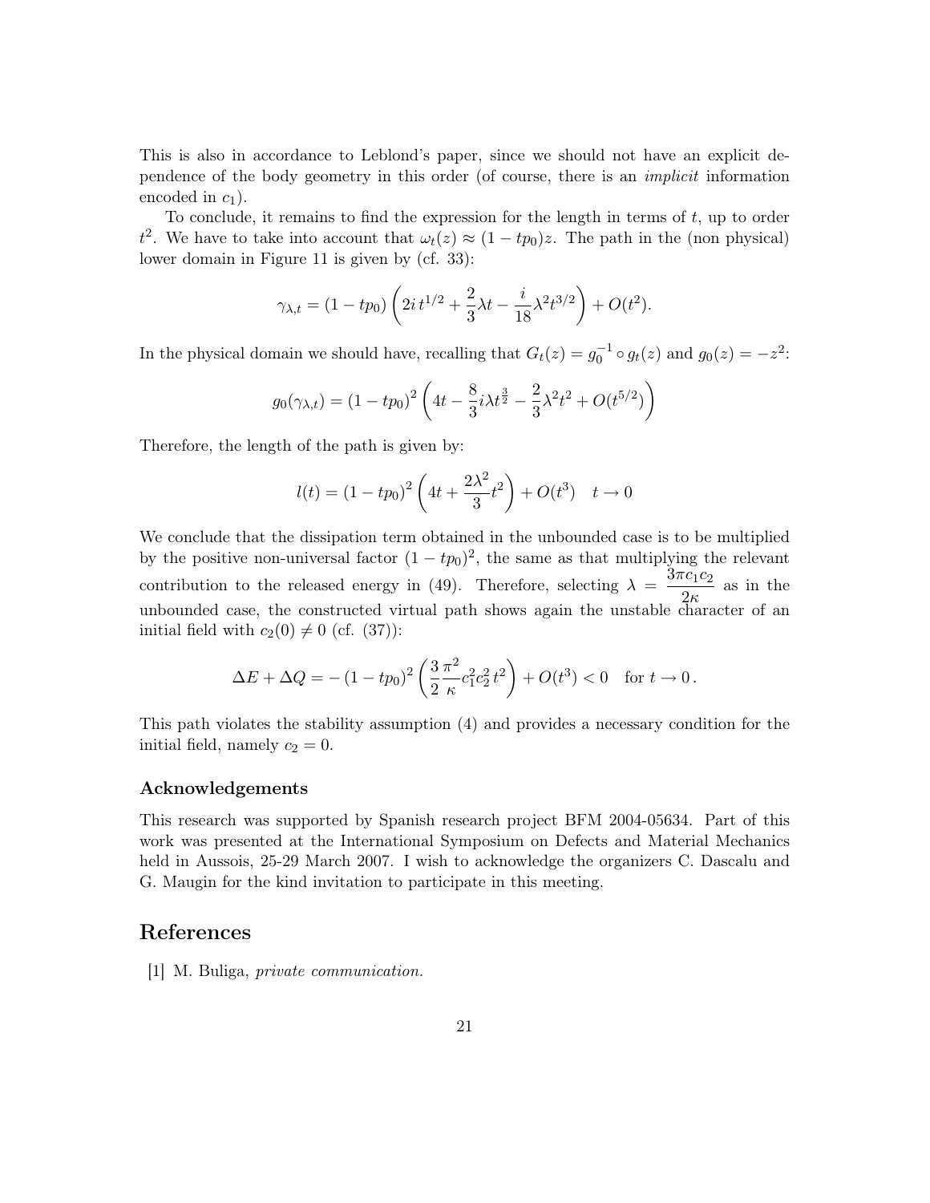This is also in accordance to Leblond's paper, since we should not have an explicit dependence of the body geometry in this order (of course, there is an *implicit* information encoded in $c_1$).

To conclude, it remains to find the expression for the length in terms of $t$, up to order $t^2$. We have to take into account that $\omega_t(z) \approx (1-tp_0)z$. The path in the (non physical) lower domain in Figure 11 is given by (cf. 33):

$$\gamma_{\lambda,t} = (1-tp_0)\left(2i\,t^{1/2} + \frac{2}{3}\lambda t - \frac{i}{18}\lambda^2 t^{3/2}\right) + O(t^2).$$

In the physical domain we should have, recalling that $G_t(z) = g_0^{-1} \circ g_t(z)$ and $g_0(z) = -z^2$:

$$g_0(\gamma_{\lambda,t}) = (1-tp_0)^2\left(4t - \frac{8}{3}i\lambda t^{\frac{3}{2}} - \frac{2}{3}\lambda^2 t^2 + O(t^{5/2})\right)$$

Therefore, the length of the path is given by:

$$l(t) = (1-tp_0)^2\left(4t + \frac{2\lambda^2}{3}t^2\right) + O(t^3) \quad t \to 0$$

We conclude that the dissipation term obtained in the unbounded case is to be multiplied by the positive non-universal factor $(1-tp_0)^2$, the same as that multiplying the relevant contribution to the released energy in (49). Therefore, selecting $\lambda = \dfrac{3\pi c_1 c_2}{2\kappa}$ as in the unbounded case, the constructed virtual path shows again the unstable character of an initial field with $c_2(0) \neq 0$ (cf. (37)):

$$\Delta E + \Delta Q = -(1-tp_0)^2\left(\frac{3}{2}\frac{\pi^2}{\kappa}c_1^2 c_2^2\, t^2\right) + O(t^3) < 0 \quad \text{for } t \to 0\,.$$

This path violates the stability assumption (4) and provides a necessary condition for the initial field, namely $c_2 = 0$.

### Acknowledgements

This research was supported by Spanish research project BFM 2004-05634. Part of this work was presented at the International Symposium on Defects and Material Mechanics held in Aussois, 25-29 March 2007. I wish to acknowledge the organizers C. Dascalu and G. Maugin for the kind invitation to participate in this meeting.

## References

[1] M. Buliga, *private communication.*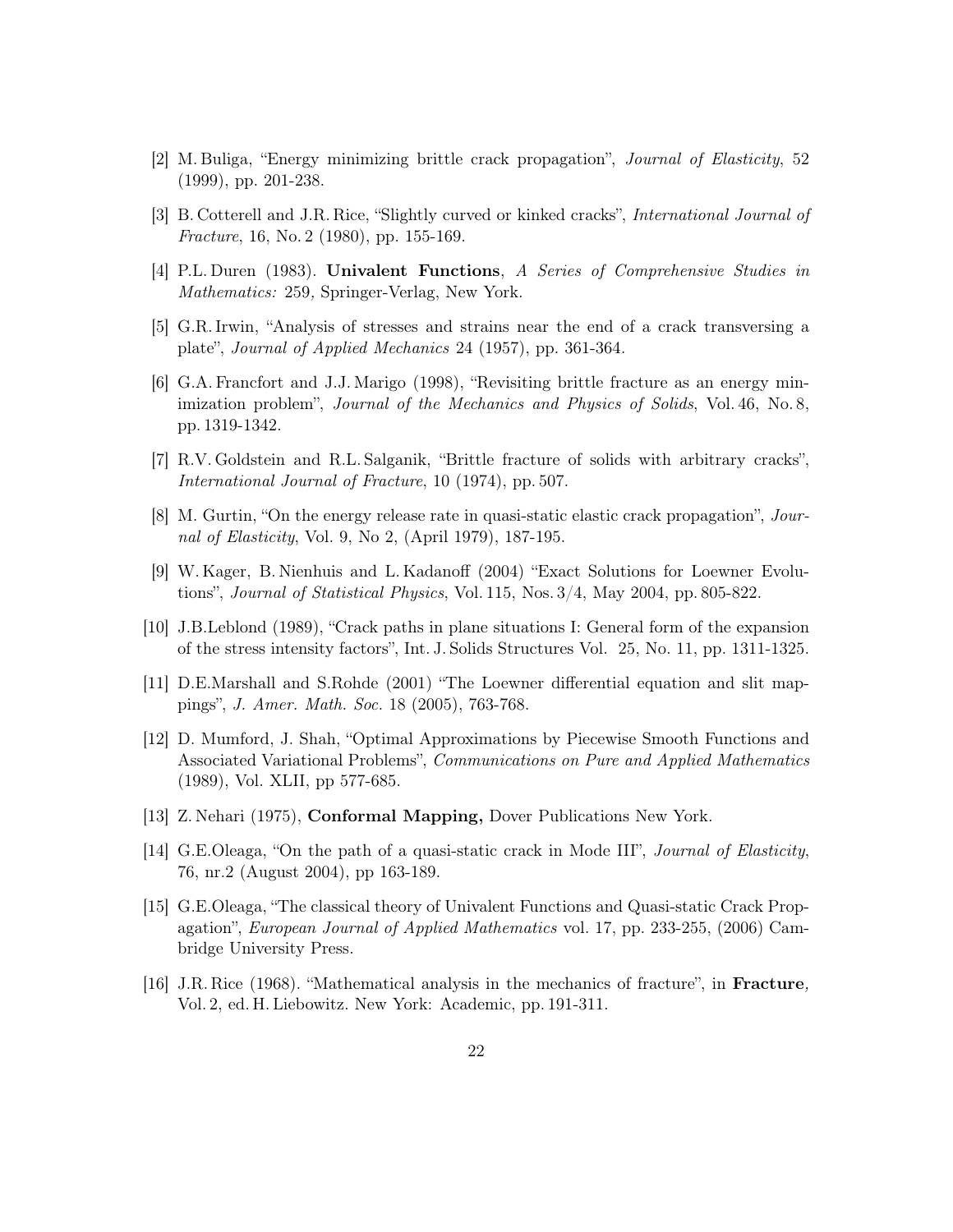[2] M. Buliga, "Energy minimizing brittle crack propagation", *Journal of Elasticity*, 52 (1999), pp. 201-238.

[3] B. Cotterell and J.R. Rice, "Slightly curved or kinked cracks", *International Journal of Fracture*, 16, No. 2 (1980), pp. 155-169.

[4] P.L. Duren (1983). **Univalent Functions**, *A Series of Comprehensive Studies in Mathematics: 259,* Springer-Verlag, New York.

[5] G.R. Irwin, "Analysis of stresses and strains near the end of a crack transversing a plate", *Journal of Applied Mechanics* 24 (1957), pp. 361-364.

[6] G.A. Francfort and J.J. Marigo (1998), "Revisiting brittle fracture as an energy minimization problem", *Journal of the Mechanics and Physics of Solids*, Vol. 46, No. 8, pp. 1319-1342.

[7] R.V. Goldstein and R.L. Salganik, "Brittle fracture of solids with arbitrary cracks", *International Journal of Fracture*, 10 (1974), pp. 507.

[8] M. Gurtin, "On the energy release rate in quasi-static elastic crack propagation", *Journal of Elasticity*, Vol. 9, No 2, (April 1979), 187-195.

[9] W. Kager, B. Nienhuis and L. Kadanoff (2004) "Exact Solutions for Loewner Evolutions", *Journal of Statistical Physics*, Vol. 115, Nos. 3/4, May 2004, pp. 805-822.

[10] J.B.Leblond (1989), "Crack paths in plane situations I: General form of the expansion of the stress intensity factors", Int. J. Solids Structures Vol. 25, No. 11, pp. 1311-1325.

[11] D.E.Marshall and S.Rohde (2001) "The Loewner differential equation and slit mappings", *J. Amer. Math. Soc.* 18 (2005), 763-768.

[12] D. Mumford, J. Shah, "Optimal Approximations by Piecewise Smooth Functions and Associated Variational Problems", *Communications on Pure and Applied Mathematics* (1989), Vol. XLII, pp 577-685.

[13] Z. Nehari (1975), **Conformal Mapping,** Dover Publications New York.

[14] G.E.Oleaga, "On the path of a quasi-static crack in Mode III", *Journal of Elasticity*, 76, nr.2 (August 2004), pp 163-189.

[15] G.E.Oleaga, "The classical theory of Univalent Functions and Quasi-static Crack Propagation", *European Journal of Applied Mathematics* vol. 17, pp. 233-255, (2006) Cambridge University Press.

[16] J.R. Rice (1968). "Mathematical analysis in the mechanics of fracture", in **Fracture***,* Vol. 2, ed. H. Liebowitz. New York: Academic, pp. 191-311.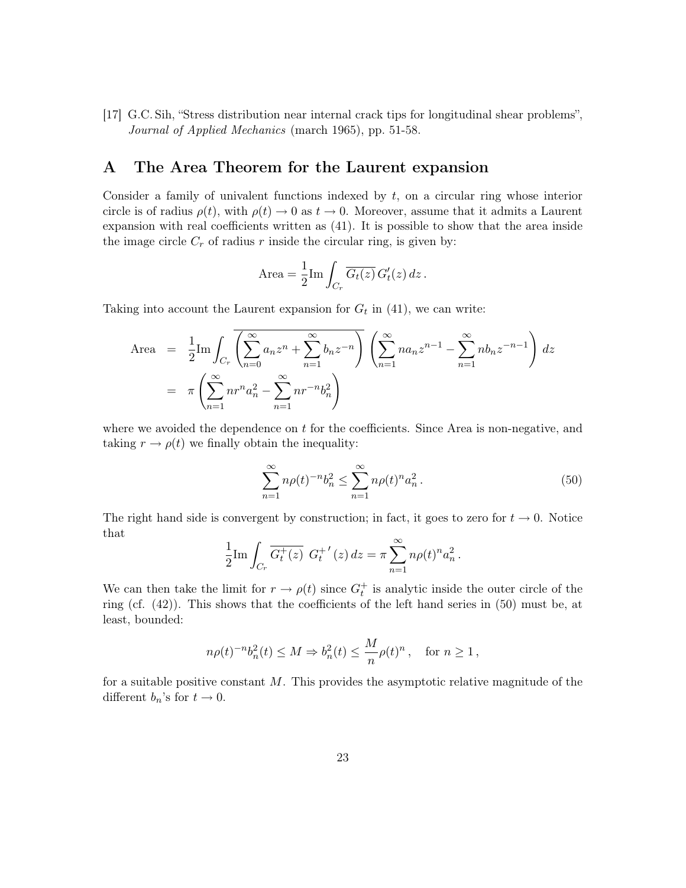[17] G.C. Sih, "Stress distribution near internal crack tips for longitudinal shear problems", *Journal of Applied Mechanics* (march 1965), pp. 51-58.

# A The Area Theorem for the Laurent expansion

Consider a family of univalent functions indexed by $t$, on a circular ring whose interior circle is of radius $\rho(t)$, with $\rho(t) \to 0$ as $t \to 0$. Moreover, assume that it admits a Laurent expansion with real coefficients written as (41). It is possible to show that the area inside the image circle $C_r$ of radius $r$ inside the circular ring, is given by:

$$\text{Area} = \frac{1}{2}\text{Im}\int_{C_r} \overline{G_t(z)}\, G_t'(z)\, dz\,.$$

Taking into account the Laurent expansion for $G_t$ in (41), we can write:

$$\begin{aligned}
\text{Area} &= \frac{1}{2}\text{Im}\int_{C_r} \overline{\left(\sum_{n=0}^{\infty} a_n z^n + \sum_{n=1}^{\infty} b_n z^{-n}\right)} \left(\sum_{n=1}^{\infty} n a_n z^{n-1} - \sum_{n=1}^{\infty} n b_n z^{-n-1}\right) dz \\
&= \pi\left(\sum_{n=1}^{\infty} n r^n a_n^2 - \sum_{n=1}^{\infty} n r^{-n} b_n^2\right)
\end{aligned}$$

where we avoided the dependence on $t$ for the coefficients. Since Area is non-negative, and taking $r \to \rho(t)$ we finally obtain the inequality:

$$\sum_{n=1}^{\infty} n\rho(t)^{-n} b_n^2 \leq \sum_{n=1}^{\infty} n\rho(t)^n a_n^2\,. \tag{50}$$

The right hand side is convergent by construction; in fact, it goes to zero for $t \to 0$. Notice that

$$\frac{1}{2}\text{Im}\int_{C_r} \overline{G_t^+(z)}\;\, {G_t^+}'(z)\, dz = \pi\sum_{n=1}^{\infty} n\rho(t)^n a_n^2\,.$$

We can then take the limit for $r \to \rho(t)$ since $G_t^+$ is analytic inside the outer circle of the ring (cf. (42)). This shows that the coefficients of the left hand series in (50) must be, at least, bounded:

$$n\rho(t)^{-n} b_n^2(t) \leq M \Rightarrow b_n^2(t) \leq \frac{M}{n}\rho(t)^n\,, \quad \text{for } n \geq 1\,,$$

for a suitable positive constant $M$. This provides the asymptotic relative magnitude of the different $b_n$'s for $t \to 0$.